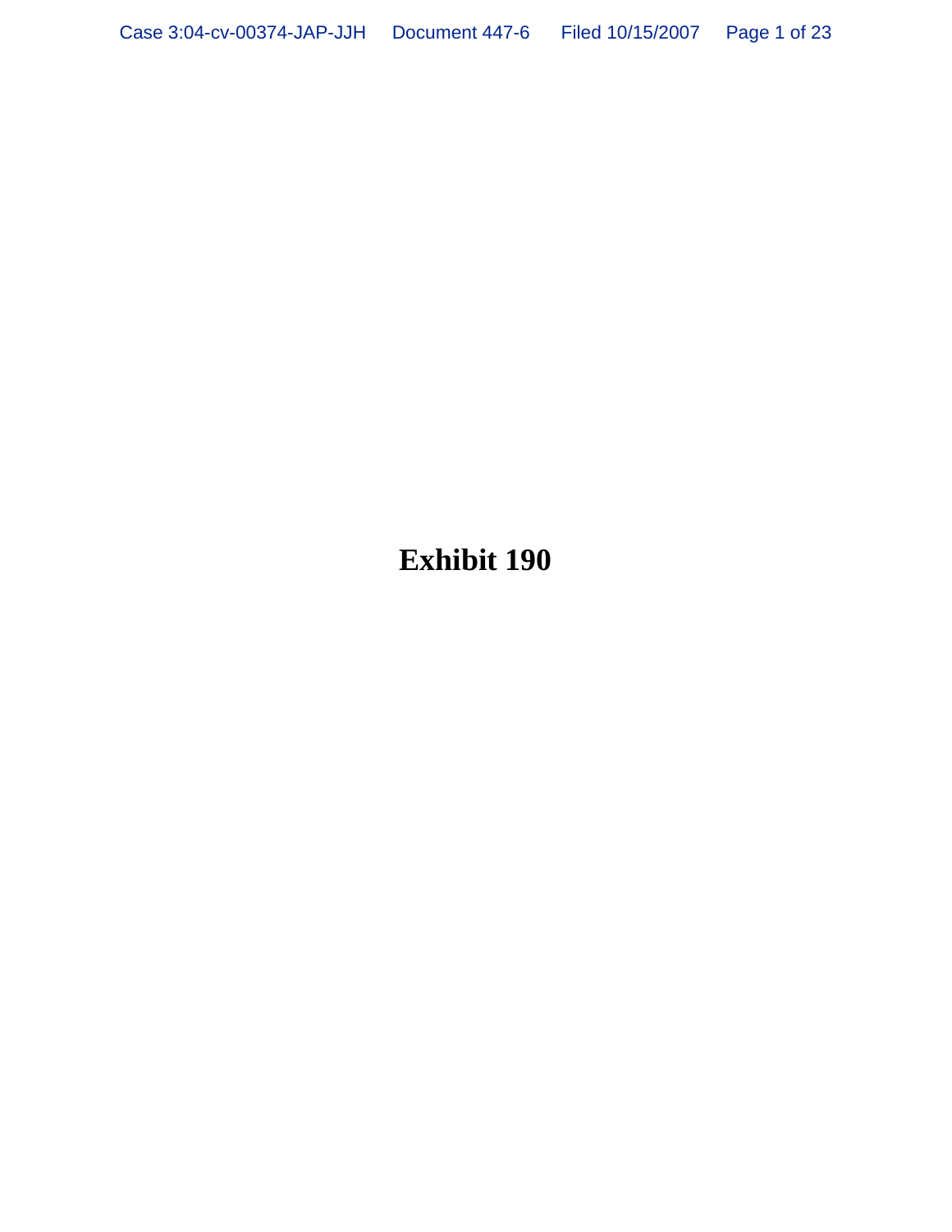# Exhibit 190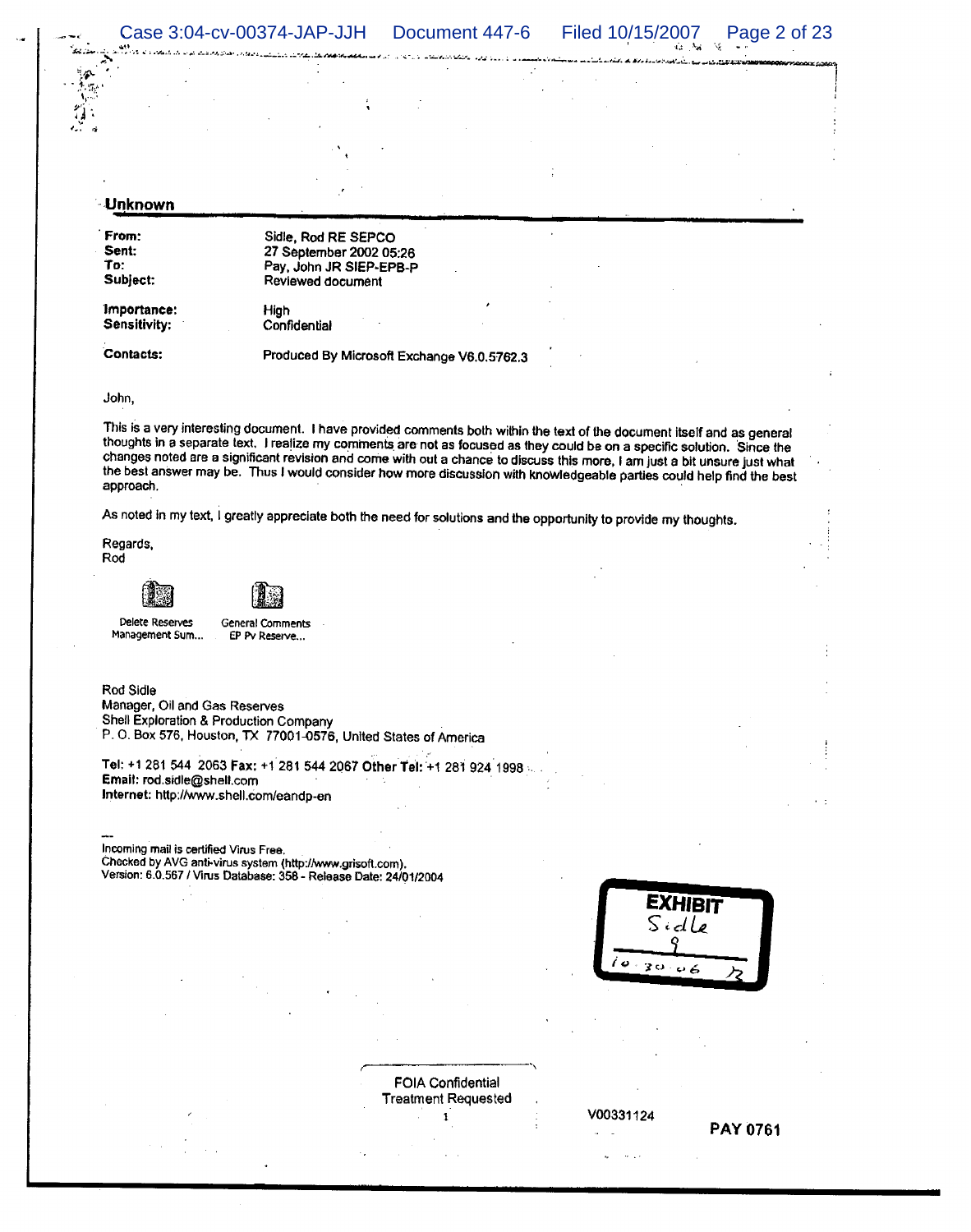## Unknown

| | |
|---|---|
| **From:** | Sidle, Rod RE SEPCO |
| **Sent:** | 27 September 2002 05:26 |
| **To:** | Pay, John JR SIEP-EPB-P |
| **Subject:** | Reviewed document |
| **Importance:** | High |
| **Sensitivity:** | Confidential |
| **Contacts:** | Produced By Microsoft Exchange V6.0.5762.3 |

John,

This is a very interesting document. I have provided comments both within the text of the document itself and as general thoughts in a separate text. I realize my comments are not as focused as they could be on a specific solution. Since the changes noted are a significant revision and come with out a chance to discuss this more, I am just a bit unsure just what the best answer may be. Thus I would consider how more discussion with knowledgeable parties could help find the best approach.

As noted in my text, I greatly appreciate both the need for solutions and the opportunity to provide my thoughts.

Regards,
Rod

Delete Reserves Management Sum...    General Comments EP Pv Reserve...

Rod Sidle
Manager, Oil and Gas Reserves
Shell Exploration & Production Company
P. O. Box 576, Houston, TX 77001-0576, United States of America

**Tel:** +1 281 544 2063 **Fax:** +1 281 544 2067 **Other Tel:** +1 281 924 1998
**Email:** rod.sidle@shell.com
**Internet:** http://www.shell.com/eandp-en

---
Incoming mail is certified Virus Free.
Checked by AVG anti-virus system (http://www.grisoft.com).
Version: 6.0.567 / Virus Database: 358 - Release Date: 24/01/2004

EXHIBIT
Sidle
9
10-30-06

FOIA Confidential
Treatment Requested

V00331124

PAY 0761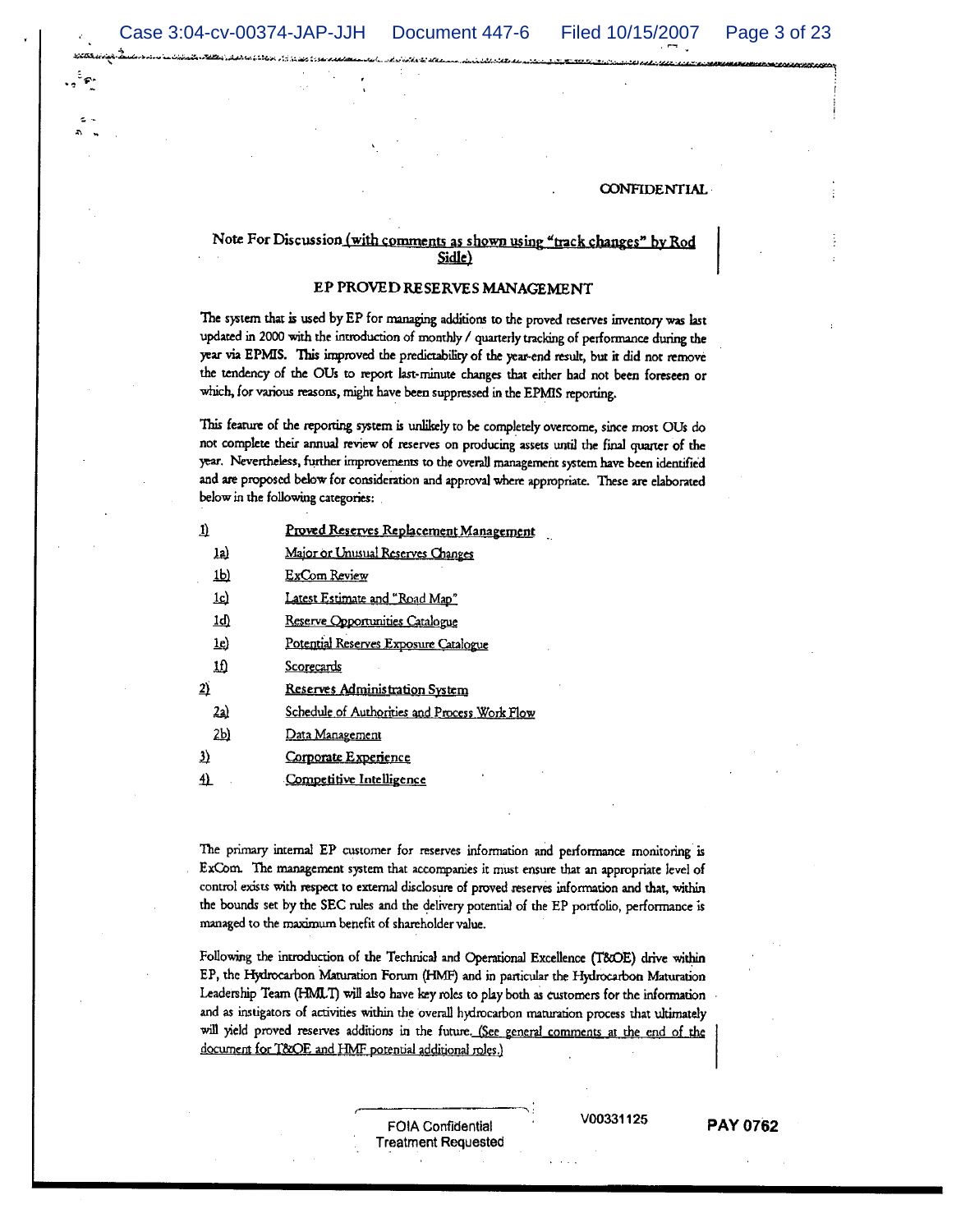CONFIDENTIAL

Note For Discussion (with comments as shown using "track changes" by Rod Sidle)

## EP PROVED RESERVES MANAGEMENT

The system that is used by EP for managing additions to the proved reserves inventory was last updated in 2000 with the introduction of monthly / quarterly tracking of performance during the year via EPMIS. This improved the predictability of the year-end result, but it did not remove the tendency of the OUs to report last-minute changes that either had not been foreseen or which, for various reasons, might have been suppressed in the EPMIS reporting.

This feature of the reporting system is unlikely to be completely overcome, since most OUs do not complete their annual review of reserves on producing assets until the final quarter of the year. Nevertheless, further improvements to the overall management system have been identified and are proposed below for consideration and approval where appropriate. These are elaborated below in the following categories:

- 1) Proved Reserves Replacement Management
  - 1a) Major or Unusual Reserves Changes
  - 1b) ExCom Review
  - 1c) Latest Estimate and "Road Map"
  - 1d) Reserve Opportunities Catalogue
  - 1e) Potential Reserves Exposure Catalogue
  - 1f) Scorecards
- 2) Reserves Administration System
  - 2a) Schedule of Authorities and Process Work Flow
  - 2b) Data Management
- 3) Corporate Experience
- 4) Competitive Intelligence

The primary internal EP customer for reserves information and performance monitoring is ExCom. The management system that accompanies it must ensure that an appropriate level of control exists with respect to external disclosure of proved reserves information and that, within the bounds set by the SEC rules and the delivery potential of the EP portfolio, performance is managed to the maximum benefit of shareholder value.

Following the introduction of the Technical and Operational Excellence (T&OE) drive within EP, the Hydrocarbon Maturation Forum (HMF) and in particular the Hydrocarbon Maturation Leadership Team (HMLT) will also have key roles to play both as customers for the information and as instigators of activities within the overall hydrocarbon maturation process that ultimately will yield proved reserves additions in the future. (See general comments at the end of the document for T&OE and HMF potential additional roles.)

FOIA Confidential Treatment Requested

V00331125

PAY 0762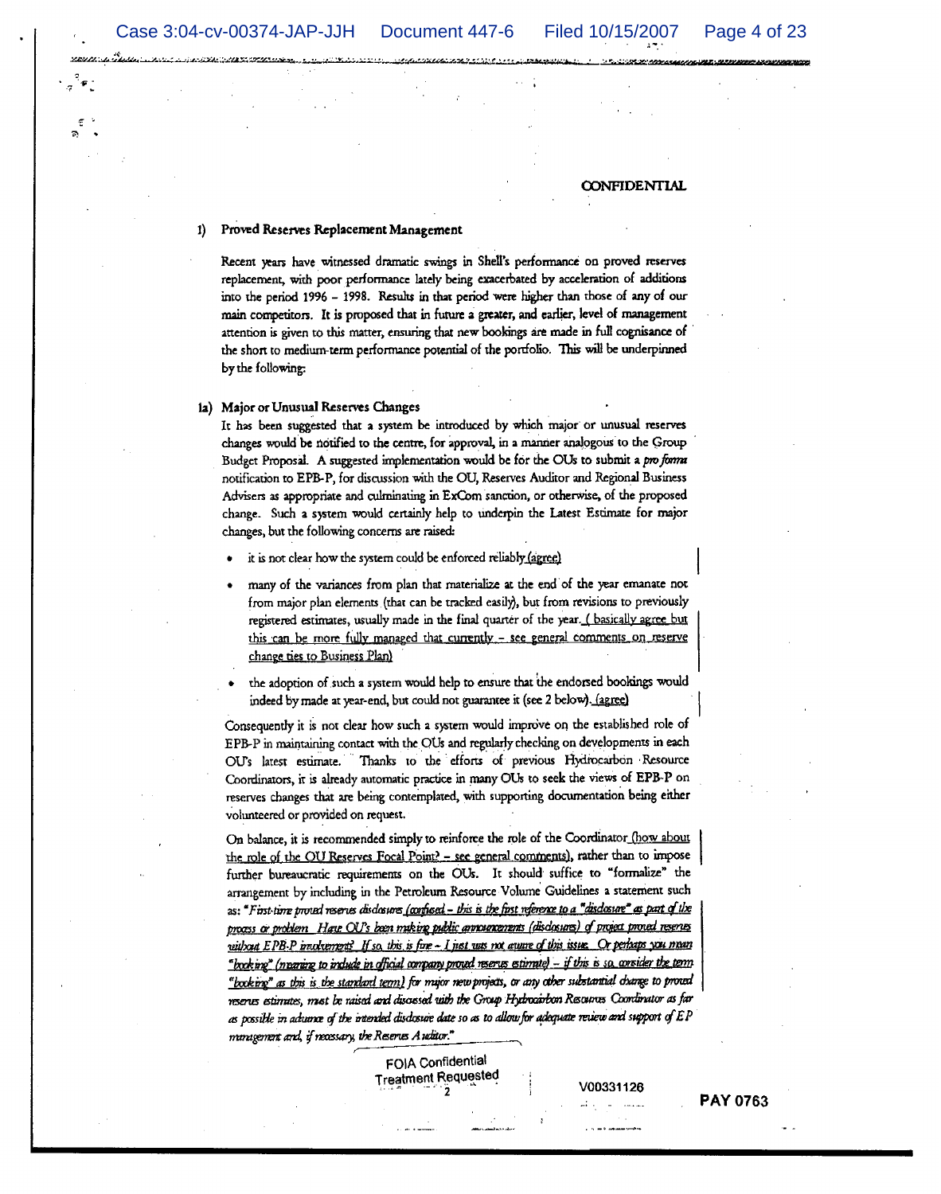CONFIDENTIAL

## 1) Proved Reserves Replacement Management

Recent years have witnessed dramatic swings in Shell's performance on proved reserves replacement, with poor performance lately being exacerbated by acceleration of additions into the period 1996 – 1998. Results in that period were higher than those of any of our main competitors. It is proposed that in future a greater, and earlier, level of management attention is given to this matter, ensuring that new bookings are made in full cognisance of the short to medium-term performance potential of the portfolio. This will be underpinned by the following:

### 1a) Major or Unusual Reserves Changes

It has been suggested that a system be introduced by which major or unusual reserves changes would be notified to the centre, for approval, in a manner analogous to the Group Budget Proposal. A suggested implementation would be for the OUs to submit a *pro forma* notification to EPB-P, for discussion with the OU, Reserves Auditor and Regional Business Advisers as appropriate and culminating in ExCom sanction, or otherwise, of the proposed change. Such a system would certainly help to underpin the Latest Estimate for major changes, but the following concerns are raised:

- it is not clear how the system could be enforced reliably (agree)
- many of the variances from plan that materialize at the end of the year emanate not from major plan elements (that can be tracked easily), but from revisions to previously registered estimates, usually made in the final quarter of the year. ( basically agree but this can be more fully managed that currently – see general comments on reserve change ties to Business Plan)
- the adoption of such a system would help to ensure that the endorsed bookings would indeed by made at year-end, but could not guarantee it (see 2 below). (agree)

Consequently it is not clear how such a system would improve on the established role of EPB-P in maintaining contact with the OUs and regularly checking on developments in each OU's latest estimate. Thanks to the efforts of previous Hydrocarbon Resource Coordinators, it is already automatic practice in many OUs to seek the views of EPB-P on reserves changes that are being contemplated, with supporting documentation being either volunteered or provided on request.

On balance, it is recommended simply to reinforce the role of the Coordinator (how about the role of the OU Reserves Focal Point? – see general comments), rather than to impose further bureaucratic requirements on the OUs. It should suffice to "formalize" the arrangement by including in the Petroleum Resource Volume Guidelines a statement such as: *"First-time proved reserves disclosures (confused – this is the first reference to a "disclosure" as part of the process or problem. Have OU's been making public announcements (disclosures) of project proved reserves without EPB-P involvement? If so, this is fine – I just was not aware of this issue. Or perhaps you mean "booking" (meaning to include in official company proved reserves estimate) – if this is so, consider the term "booking" as this is the standard term) for major new projects, or any other substantial change to proved reserves estimates, must be raised and discussed with the Group Hydrocarbon Resources Coordinator as far as possible in advance of the intended disclosure date so as to allow for adequate review and support of EP management and, if necessary, the Reserves Auditor."*

FOIA Confidential Treatment Requested

V00331126

PAY 0763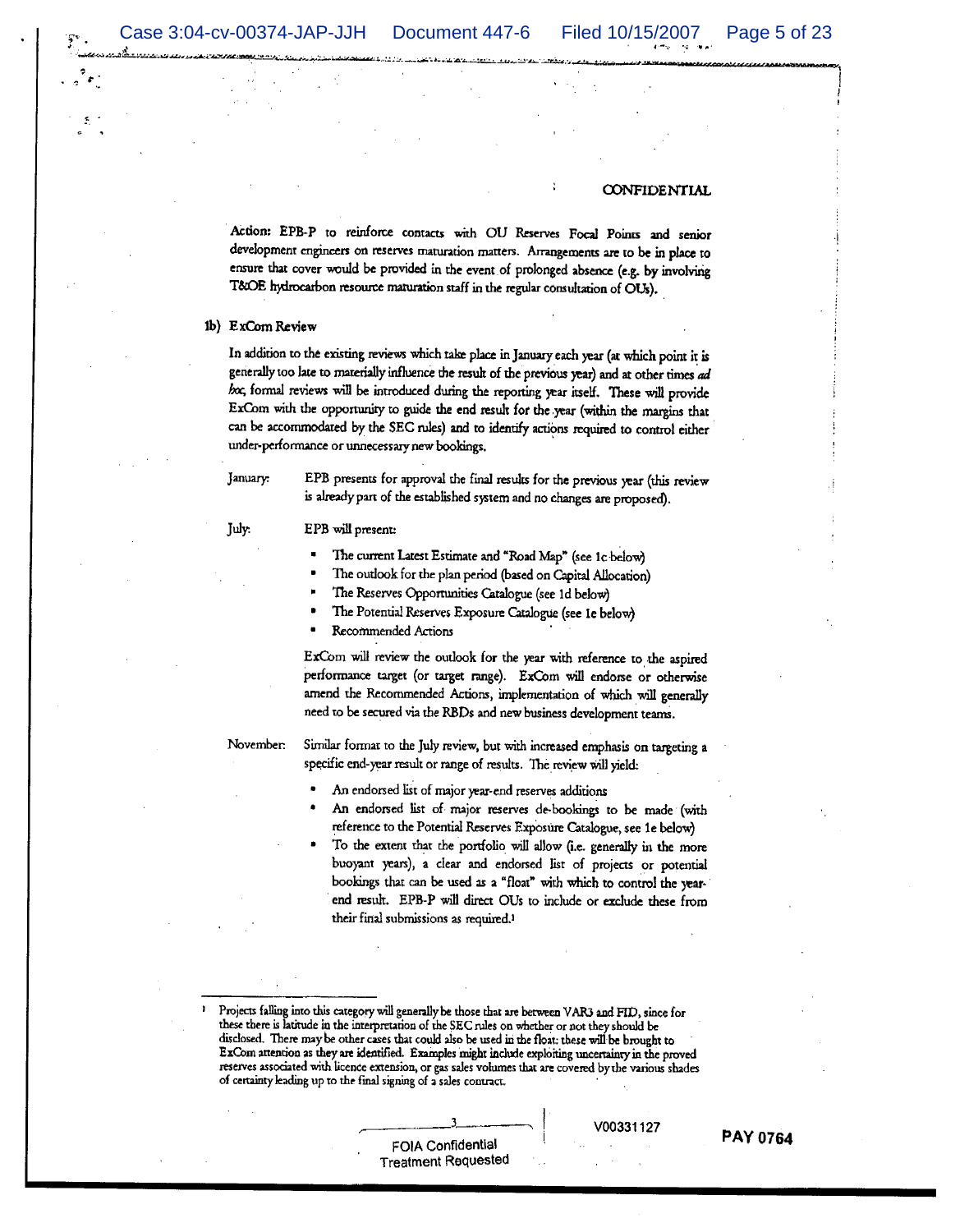CONFIDENTIAL

**Action:** EPB-P to reinforce contacts with OU Reserves Focal Points and senior development engineers on reserves maturation matters. Arrangements are to be in place to ensure that cover would be provided in the event of prolonged absence (e.g. by involving T&OE hydrocarbon resource maturation staff in the regular consultation of OUs).

**1b) ExCom Review**

In addition to the existing reviews which take place in January each year (at which point it is generally too late to materially influence the result of the previous year) and at other times *ad hoc*, formal reviews will be introduced during the reporting year itself. These will provide ExCom with the opportunity to guide the end result for the year (within the margins that can be accommodated by the SEC rules) and to identify actions required to control either under-performance or unnecessary new bookings.

January: EPB presents for approval the final results for the previous year (this review is already part of the established system and no changes are proposed).

July: EPB will present:

- The current Latest Estimate and "Road Map" (see 1c below)
- The outlook for the plan period (based on Capital Allocation)
- The Reserves Opportunities Catalogue (see 1d below)
- The Potential Reserves Exposure Catalogue (see 1e below)
- Recommended Actions

ExCom will review the outlook for the year with reference to the aspired performance target (or target range). ExCom will endorse or otherwise amend the Recommended Actions, implementation of which will generally need to be secured via the RBDs and new business development teams.

November: Similar format to the July review, but with increased emphasis on targeting a specific end-year result or range of results. The review will yield:

- An endorsed list of major year-end reserves additions
- An endorsed list of major reserves de-bookings to be made (with reference to the Potential Reserves Exposure Catalogue, see 1e below)
- To the extent that the portfolio will allow (i.e. generally in the more buoyant years), a clear and endorsed list of projects or potential bookings that can be used as a "float" with which to control the year-end result. EPB-P will direct OUs to include or exclude these from their final submissions as required.[1]

---

[1] Projects falling into this category will generally be those that are between VAR3 and FID, since for these there is latitude in the interpretation of the SEC rules on whether or not they should be disclosed. There may be other cases that could also be used in the float: these will be brought to ExCom attention as they are identified. Examples might include exploiting uncertainty in the proved reserves associated with licence extension, or gas sales volumes that are covered by the various shades of certainty leading up to the final signing of a sales contract.

FOIA Confidential Treatment Requested

V00331127

PAY 0764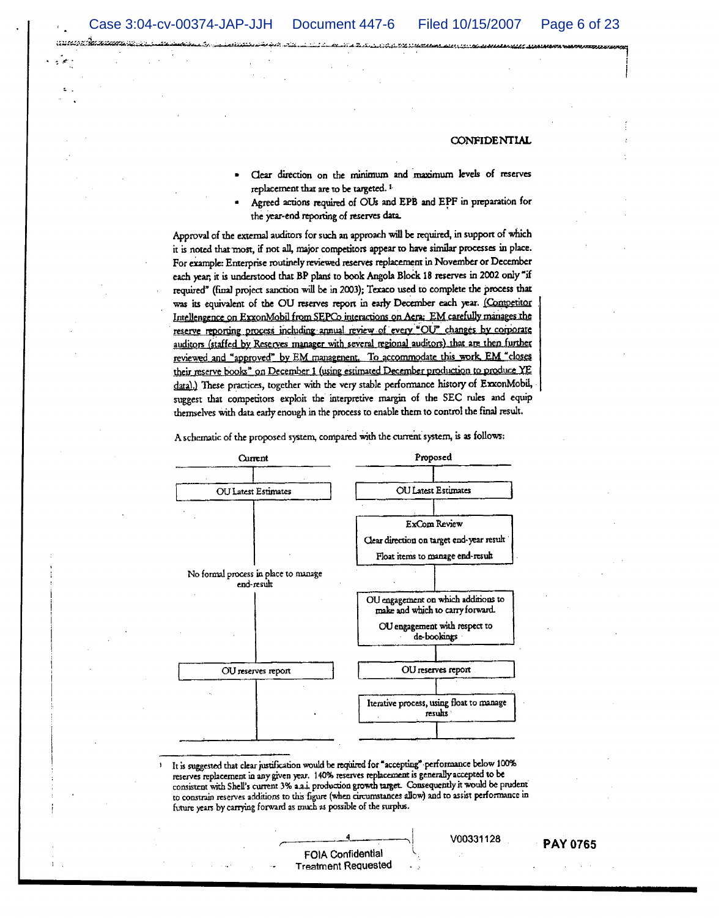CONFIDENTIAL

- Clear direction on the minimum and maximum levels of reserves replacement that are to be targeted.[1]
- Agreed actions required of OUs and EPB and EPF in preparation for the year-end reporting of reserves data.

Approval of the external auditors for such an approach will be required, in support of which it is noted that most, if not all, major competitors appear to have similar processes in place. For example: Enterprise routinely reviewed reserves replacement in November or December each year; it is understood that BP plans to book Angola Block 18 reserves in 2002 only "if required" (final project sanction will be in 2003); Texaco used to complete the process that was its equivalent of the OU reserves report in early December each year. (Competitor Intellengence on ExxonMobil from SEPCo interactions on Aera: EM carefully manages the reserve reporting process including annual review of every "OU" changes by corporate auditors (staffed by Reserves manager with several regional auditors) that are then further reviewed and "approved" by EM management. To accommodate this work, EM "closes their reserve books" on December 1 (using estimated December production to produce YE data).) These practices, together with the very stable performance history of ExxonMobil, suggest that competitors exploit the interpretive margin of the SEC rules and equip themselves with data early enough in the process to enable them to control the final result.

A schematic of the proposed system, compared with the current system, is as follows:

| Current | Proposed |
|---|---|
| OU Latest Estimates | OU Latest Estimates |
| No formal process in place to manage end-result | ExCom Review<br>Clear direction on target end-year result<br>Float items to manage end-result |
| | OU engagement on which additions to make and which to carry forward.<br>OU engagement with respect to de-bookings |
| OU reserves report | OU reserves report |
| | Iterative process, using float to manage results |

[1] It is suggested that clear justification would be required for "accepting" performance below 100% reserves replacement in any given year. 140% reserves replacement is generally accepted to be consistent with Shell's current 3% a.a.i. production growth target. Consequently it would be prudent to constrain reserves additions to this figure (when circumstances allow) and to assist performance in future years by carrying forward as much as possible of the surplus.

FOIA Confidential Treatment Requested

V00331128

PAY 0765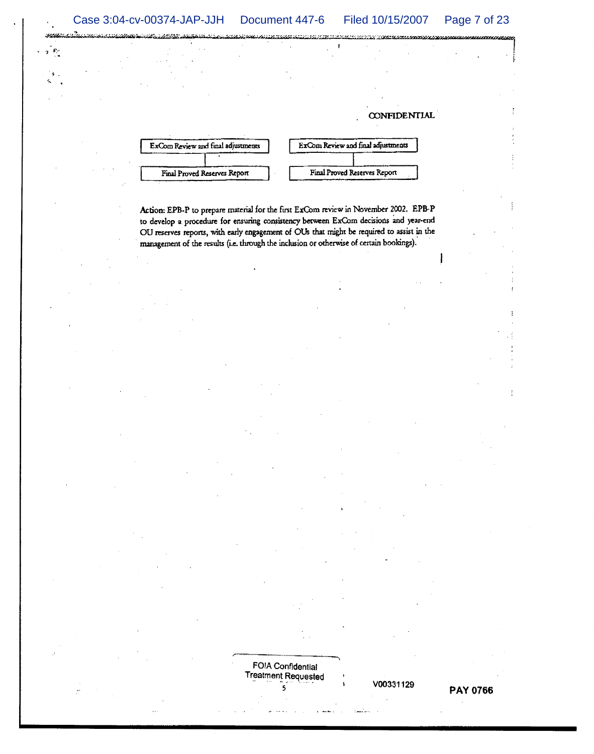CONFIDENTIAL

| ExCom Review and final adjustments | ExCom Review and final adjustments |
| --- | --- |
| Final Proved Reserves Report | Final Proved Reserves Report |

Action: EPB-P to prepare material for the first ExCom review in November 2002. EPB-P to develop a procedure for ensuring consistency between ExCom decisions and year-end OU reserves reports, with early engagement of OUs that might be required to assist in the management of the results (i.e. through the inclusion or otherwise of certain bookings).

FOIA Confidential Treatment Requested

V00331129

PAY 0766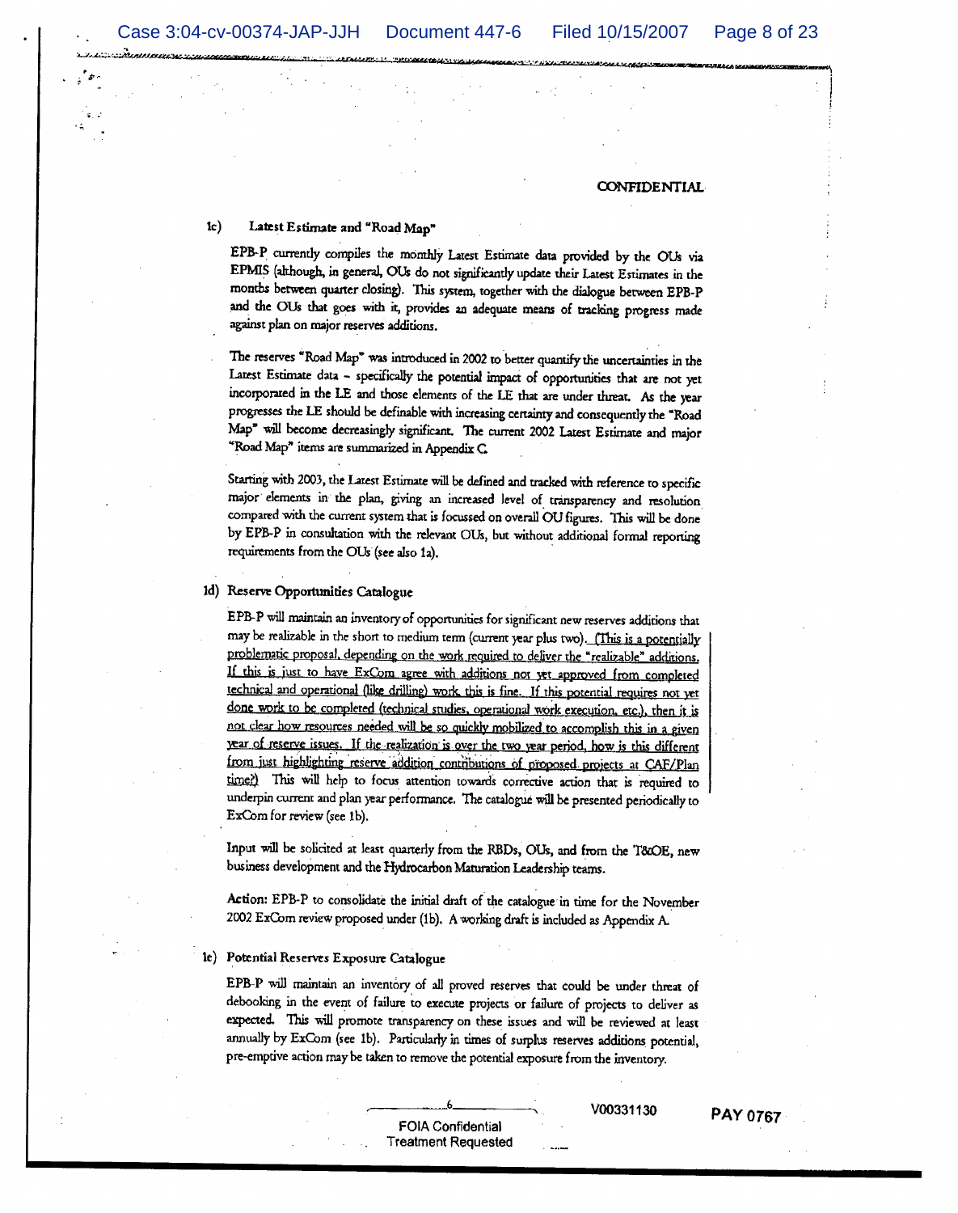CONFIDENTIAL

### 1c) Latest Estimate and "Road Map"

EPB-P currently compiles the monthly Latest Estimate data provided by the OUs via EPMIS (although, in general, OUs do not significantly update their Latest Estimates in the months between quarter closing). This system, together with the dialogue between EPB-P and the OUs that goes with it, provides an adequate means of tracking progress made against plan on major reserves additions.

The reserves "Road Map" was introduced in 2002 to better quantify the uncertainties in the Latest Estimate data – specifically the potential impact of opportunities that are not yet incorporated in the LE and those elements of the LE that are under threat. As the year progresses the LE should be definable with increasing certainty and consequently the "Road Map" will become decreasingly significant. The current 2002 Latest Estimate and major "Road Map" items are summarized in Appendix C.

Starting with 2003, the Latest Estimate will be defined and tracked with reference to specific major elements in the plan, giving an increased level of transparency and resolution compared with the current system that is focussed on overall OU figures. This will be done by EPB-P in consultation with the relevant OUs, but without additional formal reporting requirements from the OUs (see also 1a).

### 1d) Reserve Opportunities Catalogue

EPB-P will maintain an inventory of opportunities for significant new reserves additions that may be realizable in the short to medium term (current year plus two). (This is a potentially problematic proposal, depending on the work required to deliver the "realizable" additions. If this is just to have ExCom agree with additions not yet approved from completed technical and operational (like drilling) work, this is fine. If this potential requires not yet done work to be completed (technical studies, operational work execution, etc.), then it is not clear how resources needed will be so quickly mobilized to accomplish this in a given year of reserve issues. If the realization is over the two year period, how is this different from just highlighting reserve addition contributions of proposed projects at CAF/Plan time?) This will help to focus attention towards corrective action that is required to underpin current and plan year performance. The catalogue will be presented periodically to ExCom for review (see 1b).

Input will be solicited at least quarterly from the RBDs, OUs, and from the T&OE, new business development and the Hydrocarbon Maturation Leadership teams.

**Action:** EPB-P to consolidate the initial draft of the catalogue in time for the November 2002 ExCom review proposed under (1b). A working draft is included as Appendix A.

### 1e) Potential Reserves Exposure Catalogue

EPB-P will maintain an inventory of all proved reserves that could be under threat of debooking in the event of failure to execute projects or failure of projects to deliver as expected. This will promote transparency on these issues and will be reviewed at least annually by ExCom (see 1b). Particularly in times of surplus reserves additions potential, pre-emptive action may be taken to remove the potential exposure from the inventory.

V00331130

PAY 0767

FOIA Confidential Treatment Requested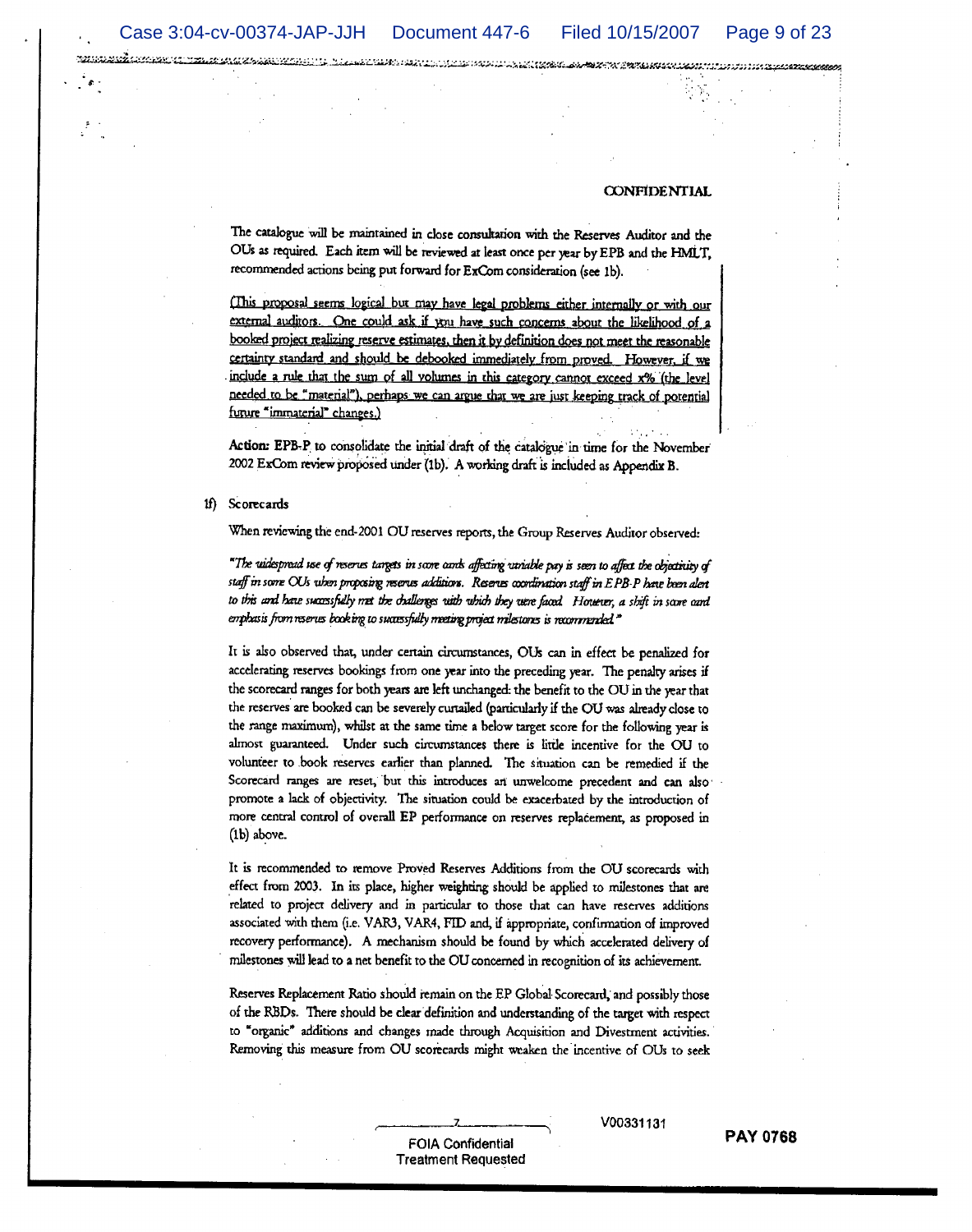CONFIDENTIAL

The catalogue will be maintained in close consultation with the Reserves Auditor and the OUs as required. Each item will be reviewed at least once per year by EPB and the HMLT, recommended actions being put forward for ExCom consideration (see 1b).

<u>(This proposal seems logical but may have legal problems either internally or with our external auditors. One could ask if you have such concerns about the likelihood of a booked project realizing reserve estimates, then it by definition does not meet the reasonable certainty standard and should be debooked immediately from proved. However, if we include a rule that the sum of all volumes in this category cannot exceed x% (the level needed to be "material"), perhaps we can argue that we are just keeping track of potential future "immaterial" changes.)</u>

**Action:** EPB-P to consolidate the initial draft of the catalogue in time for the November 2002 ExCom review proposed under (1b). A working draft is included as Appendix B.

1f) Scorecards

When reviewing the end-2001 OU reserves reports, the Group Reserves Auditor observed:

*"The widespread use of reserves targets in score cards affecting variable pay is seen to affect the objectivity of staff in some OUs when proposing reserves additions. Reserves coordination staff in EPB-P have been alert to this and have successfully met the challenges with which they were faced. However, a shift in score card emphasis from reserves booking to successfully meeting project milestones is recommended."*

It is also observed that, under certain circumstances, OUs can in effect be penalized for accelerating reserves bookings from one year into the preceding year. The penalty arises if the scorecard ranges for both years are left unchanged: the benefit to the OU in the year that the reserves are booked can be severely curtailed (particularly if the OU was already close to the range maximum), whilst at the same time a below target score for the following year is almost guaranteed. Under such circumstances there is little incentive for the OU to volunteer to book reserves earlier than planned. The situation can be remedied if the Scorecard ranges are reset, but this introduces an unwelcome precedent and can also promote a lack of objectivity. The situation could be exacerbated by the introduction of more central control of overall EP performance on reserves replacement, as proposed in (1b) above.

It is recommended to remove Proved Reserves Additions from the OU scorecards with effect from 2003. In its place, higher weighting should be applied to milestones that are related to project delivery and in particular to those that can have reserves additions associated with them (i.e. VAR3, VAR4, FID and, if appropriate, confirmation of improved recovery performance). A mechanism should be found by which accelerated delivery of milestones will lead to a net benefit to the OU concerned in recognition of its achievement.

Reserves Replacement Ratio should remain on the EP Global Scorecard, and possibly those of the RBDs. There should be clear definition and understanding of the target with respect to "organic" additions and changes made through Acquisition and Divestment activities. Removing this measure from OU scorecards might weaken the incentive of OUs to seek

V00331131

FOIA Confidential Treatment Requested

PAY 0768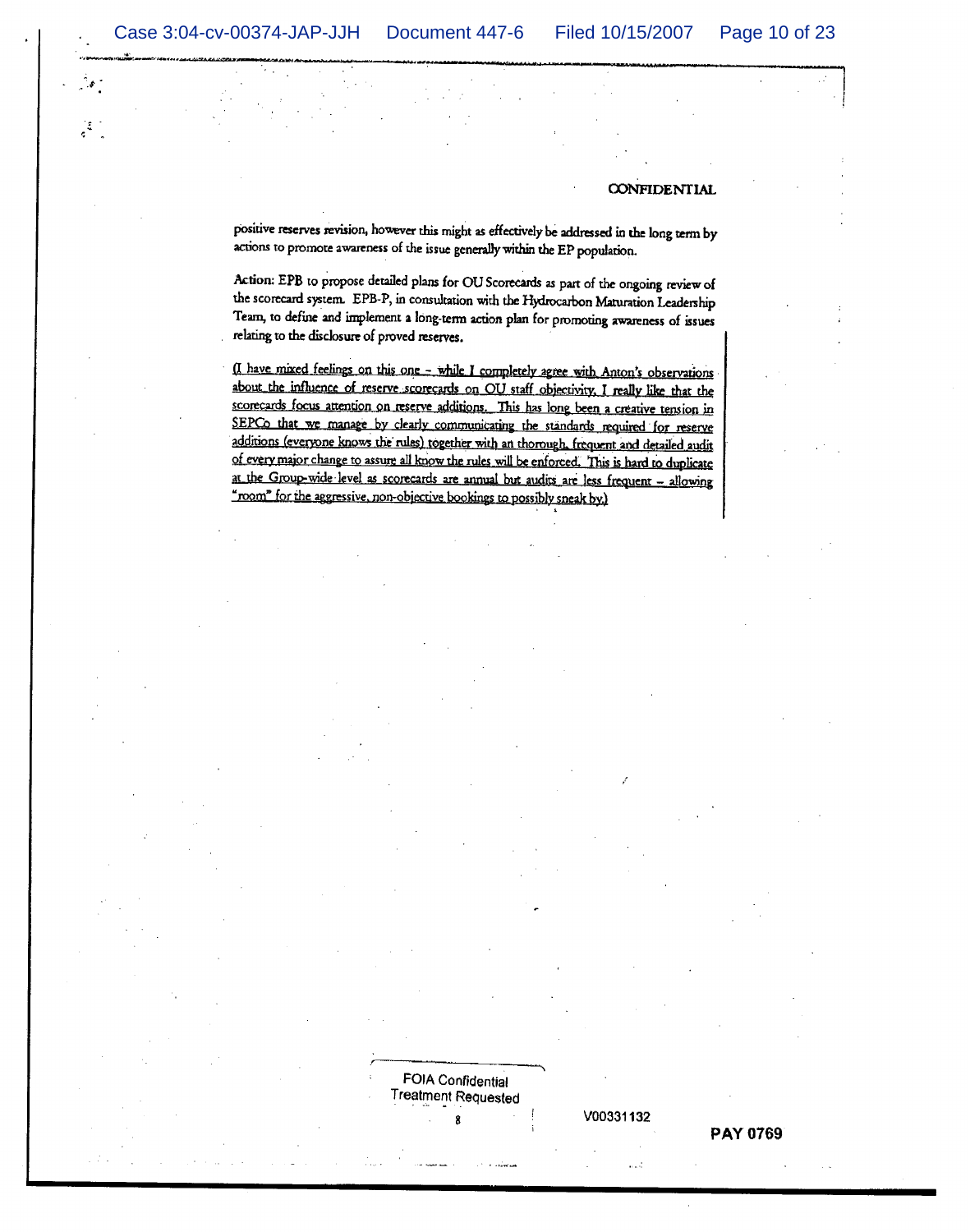CONFIDENTIAL

positive reserves revision, however this might as effectively be addressed in the long term by actions to promote awareness of the issue generally within the EP population.

Action: EPB to propose detailed plans for OU Scorecards as part of the ongoing review of the scorecard system. EPB-P, in consultation with the Hydrocarbon Maturation Leadership Team, to define and implement a long-term action plan for promoting awareness of issues relating to the disclosure of proved reserves.

(I have mixed feelings on this one – while I completely agree with Anton's observations about the influence of reserve scorecards on OU staff objectivity, I really like that the scorecards focus attention on reserve additions. This has long been a creative tension in SEPCo that we manage by clearly communicating the standards required for reserve additions (everyone knows the rules) together with an thorough, frequent and detailed audit of every major change to assure all know the rules will be enforced. This is hard to duplicate at the Group-wide level as scorecards are annual but audits are less frequent – allowing "room" for the aggressive, non-objective bookings to possibly sneak by.)

FOIA Confidential Treatment Requested

V00331132

PAY 0769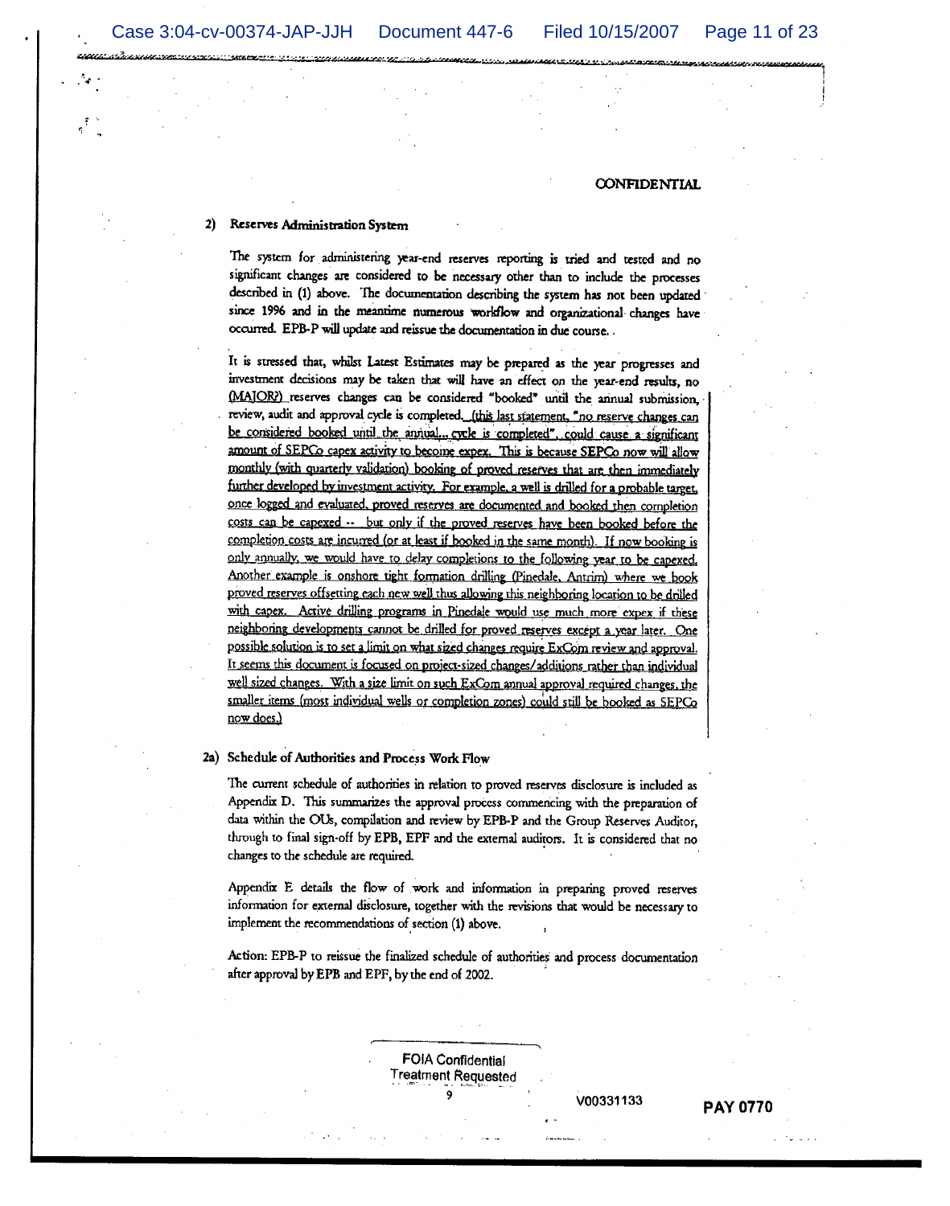CONFIDENTIAL

## 2) Reserves Administration System

The system for administering year-end reserves reporting is tried and tested and no significant changes are considered to be necessary other than to include the processes described in (1) above. The documentation describing the system has not been updated since 1996 and in the meantime numerous workflow and organizational changes have occurred. EPB-P will update and reissue the documentation in due course.

It is stressed that, whilst Latest Estimates may be prepared as the year progresses and investment decisions may be taken that will have an effect on the year-end results, no (MAJOR?) reserves changes can be considered "booked" until the annual submission, review, audit and approval cycle is completed. (this last statement, "no reserve changes can be considered booked until the annual... cycle is completed", could cause a significant amount of SEPCo capex activity to become expex. This is because SEPCo now will allow monthly (with quarterly validation) booking of proved reserves that are then immediately further developed by investment activity. For example, a well is drilled for a probable target, once logged and evaluated, proved reserves are documented and booked then completion costs can be capexed -- but only if the proved reserves have been booked before the completion costs are incurred (or at least if booked in the same month). If now booking is only annually, we would have to delay completions to the following year to be capexed. Another example is onshore tight formation drilling (Pinedale, Antrim) where we book proved reserves offsetting each new well thus allowing this neighboring location to be drilled with capex. Active drilling programs in Pinedale would use much more expex if these neighboring developments cannot be drilled for proved reserves except a year later. One possible solution is to set a limit on what sized changes require ExCom review and approval. It seems this document is focused on project-sized changes/additions rather than individual well sized changes. With a size limit on such ExCom annual approval required changes, the smaller items (most individual wells or completion zones) could still be booked as SEPCo now does.)

## 2a) Schedule of Authorities and Process Work Flow

The current schedule of authorities in relation to proved reserves disclosure is included as Appendix D. This summarizes the approval process commencing with the preparation of data within the OUs, compilation and review by EPB-P and the Group Reserves Auditor, through to final sign-off by EPB, EPF and the external auditors. It is considered that no changes to the schedule are required.

Appendix E details the flow of work and information in preparing proved reserves information for external disclosure, together with the revisions that would be necessary to implement the recommendations of section (1) above.

Action: EPB-P to reissue the finalized schedule of authorities and process documentation after approval by EPB and EPF, by the end of 2002.

FOIA Confidential Treatment Requested

V00331133

PAY 0770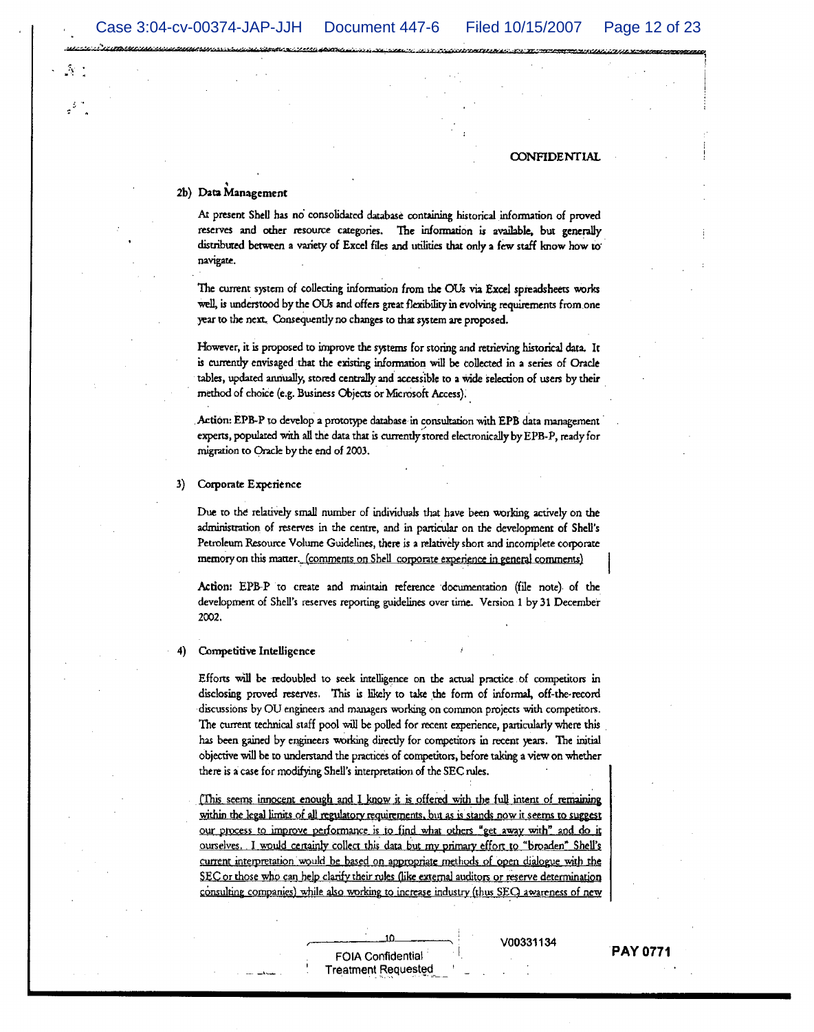CONFIDENTIAL

2b) Data Management

At present Shell has no consolidated database containing historical information of proved reserves and other resource categories. The information is available, but generally distributed between a variety of Excel files and utilities that only a few staff know how to navigate.

The current system of collecting information from the OUs via Excel spreadsheets works well, is understood by the OUs and offers great flexibility in evolving requirements from one year to the next. Consequently no changes to that system are proposed.

However, it is proposed to improve the systems for storing and retrieving historical data. It is currently envisaged that the existing information will be collected in a series of Oracle tables, updated annually, stored centrally and accessible to a wide selection of users by their method of choice (e.g. Business Objects or Microsoft Access).

Action: EPB-P to develop a prototype database in consultation with EPB data management experts, populated with all the data that is currently stored electronically by EPB-P, ready for migration to Oracle by the end of 2003.

3) Corporate Experience

Due to the relatively small number of individuals that have been working actively on the administration of reserves in the centre, and in particular on the development of Shell's Petroleum Resource Volume Guidelines, there is a relatively short and incomplete corporate memory on this matter. (comments on Shell corporate experience in general comments)

Action: EPB-P to create and maintain reference documentation (file note) of the development of Shell's reserves reporting guidelines over time. Version 1 by 31 December 2002.

4) Competitive Intelligence

Efforts will be redoubled to seek intelligence on the actual practice of competitors in disclosing proved reserves. This is likely to take the form of informal, off-the-record discussions by OU engineers and managers working on common projects with competitors. The current technical staff pool will be polled for recent experience, particularly where this has been gained by engineers working directly for competitors in recent years. The initial objective will be to understand the practices of competitors, before taking a view on whether there is a case for modifying Shell's interpretation of the SEC rules.

(This seems innocent enough and I know it is offered with the full intent of remaining within the legal limits of all regulatory requirements, but as is stands now it seems to suggest our process to improve performance is to find what others "get away with" and do it ourselves. I would certainly collect this data but my primary effort to "broaden" Shell's current interpretation would be based on appropriate methods of open dialogue with the SEC or those who can help clarify their rules (like external auditors or reserve determination consulting companies) while also working to increase industry (thus SEC) awareness of new

10

FOIA Confidential Treatment Requested

V00331134

PAY 0771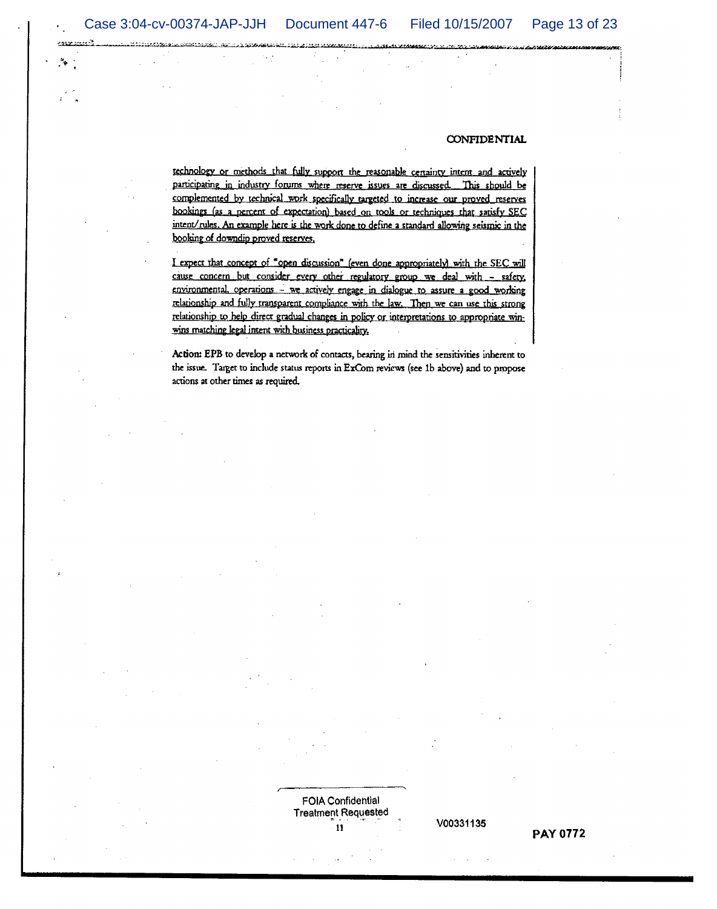CONFIDENTIAL

technology or methods that fully support the reasonable certainty intent and actively participating in industry forums where reserve issues are discussed. This should be complemented by technical work specifically targeted to increase our proved reserves bookings (as a percent of expectation) based on tools or techniques that satisfy SEC intent/rules. An example here is the work done to define a standard allowing seismic in the booking of downdip proved reserves.

I expect that concept of "open discussion" (even done appropriately) with the SEC will cause concern but consider every other regulatory group we deal with – safety, environmental, operations – we actively engage in dialogue to assure a good working relationship and fully transparent compliance with the law. Then we can use this strong relationship to help direct gradual changes in policy or interpretations to appropriate win-wins matching legal intent with business practicality.

**Action:** EPB to develop a network of contacts, bearing in mind the sensitivities inherent to the issue. Target to include status reports in ExCom reviews (see 1b above) and to propose actions at other times as required.

FOIA Confidential Treatment Requested

V00331135

PAY 0772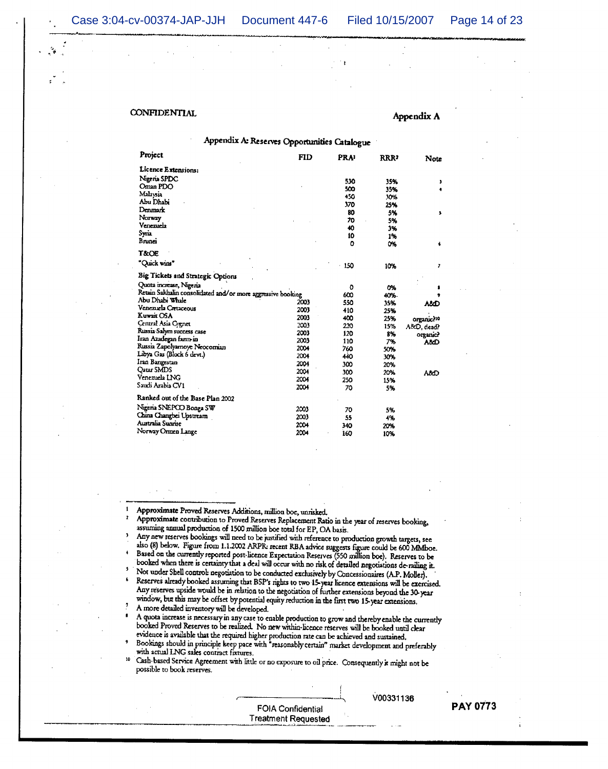CONFIDENTIAL

**Appendix A**

## Appendix A: Reserves Opportunities Catalogue

| Project | FID | PRA[1] | RRR[2] | Note |
|---|---|---|---|---|
| **Licence Extensions:** | | | | |
| Nigeria SPDC | | 530 | 35% | 3 |
| Oman PDO | | 500 | 35% | 4 |
| Malaysia | | 450 | 30% | |
| Abu Dhabi | | 370 | 25% | |
| Denmark | | 80 | 5% | 5 |
| Norway | | 70 | 5% | |
| Venezuela | | 40 | 3% | |
| Syria | | 10 | 1% | |
| Brunei | | 0 | 0% | 6 |
| **T&OE** | | | | |
| "Quick wins" | | 150 | 10% | 7 |
| **Big Tickets and Strategic Options** | | | | |
| Quota increase, Nigeria | | 0 | 0% | 8 |
| Retain Sakhalin consolidated and/or more aggressive booking | | 600 | 40% | 9 |
| Abu Dhabi Whale | 2003 | 550 | 35% | A&D |
| Venezuela Cretaceous | 2003 | 410 | 25% | |
| Kuwait OSA | 2003 | 400 | 25% | organic?[10] |
| Central Asia Cygnet | 2003 | 220 | 15% | A&D, dead? |
| Russia Salym success case | 2003 | 120 | 8% | organic? |
| Iran Azadegan farm-in | 2003 | 110 | 7% | A&D |
| Russia Zapolyarnoye Neocomian | 2004 | 760 | 50% | |
| Libya Gas (Block 6 devt.) | 2004 | 440 | 30% | |
| Iran Bangestan | 2004 | 300 | 20% | |
| Qatar SMDS | 2004 | 300 | 20% | A&D |
| Venezuela LNG | 2004 | 250 | 15% | |
| Saudi Arabia CV1 | 2004 | 70 | 5% | |
| **Ranked out of the Base Plan 2002** | | | | |
| Nigeria SNEPCO Bonga SW | 2003 | 70 | 5% | |
| China Changbei Upstream | 2003 | 55 | 4% | |
| Australia Sunrise | 2004 | 340 | 20% | |
| Norway Ormen Lange | 2004 | 160 | 10% | |

---

1 Approximate Proved Reserves Additions, million boe, unrisked.

2 Approximate contribution to Proved Reserves Replacement Ratio in the year of reserves booking, assuming annual production of 1500 million boe total for EP, OA basis.

3 Any new reserves bookings will need to be justified with reference to production growth targets, see also (8) below. Figure from 1.1.2002 ARPR: recent RBA advice suggests figure could be 600 MMboe.

4 Based on the currently reported post-licence Expectation Reserves (550 million boe). Reserves to be booked when there is certainty that a deal will occur with no risk of detailed negotiations de-railing it.

5 Not under Shell control: negotiation to be conducted exclusively by Concessionaires (A.P. Moller).

6 Reserves already booked assuming that BSP's rights to two 15-year licence extensions will be exercised. Any reserves upside would be in relation to the negotiation of further extensions beyond the 30-year window, but this may be offset by potential equity reduction in the first two 15-year extensions.

7 A more detailed inventory will be developed.

8 A quota increase is necessary in any case to enable production to grow and thereby enable the currently booked Proved Reserves to be realized. No new within-licence reserves will be booked until clear evidence is available that the required higher production rate can be achieved and sustained.

9 Bookings should in principle keep pace with "reasonably certain" market development and preferably with actual LNG sales contract fixtures.

10 Cash-based Service Agreement with little or no exposure to oil price. Consequently it might not be possible to book reserves.

V00331136

FOIA Confidential Treatment Requested

PAY 0773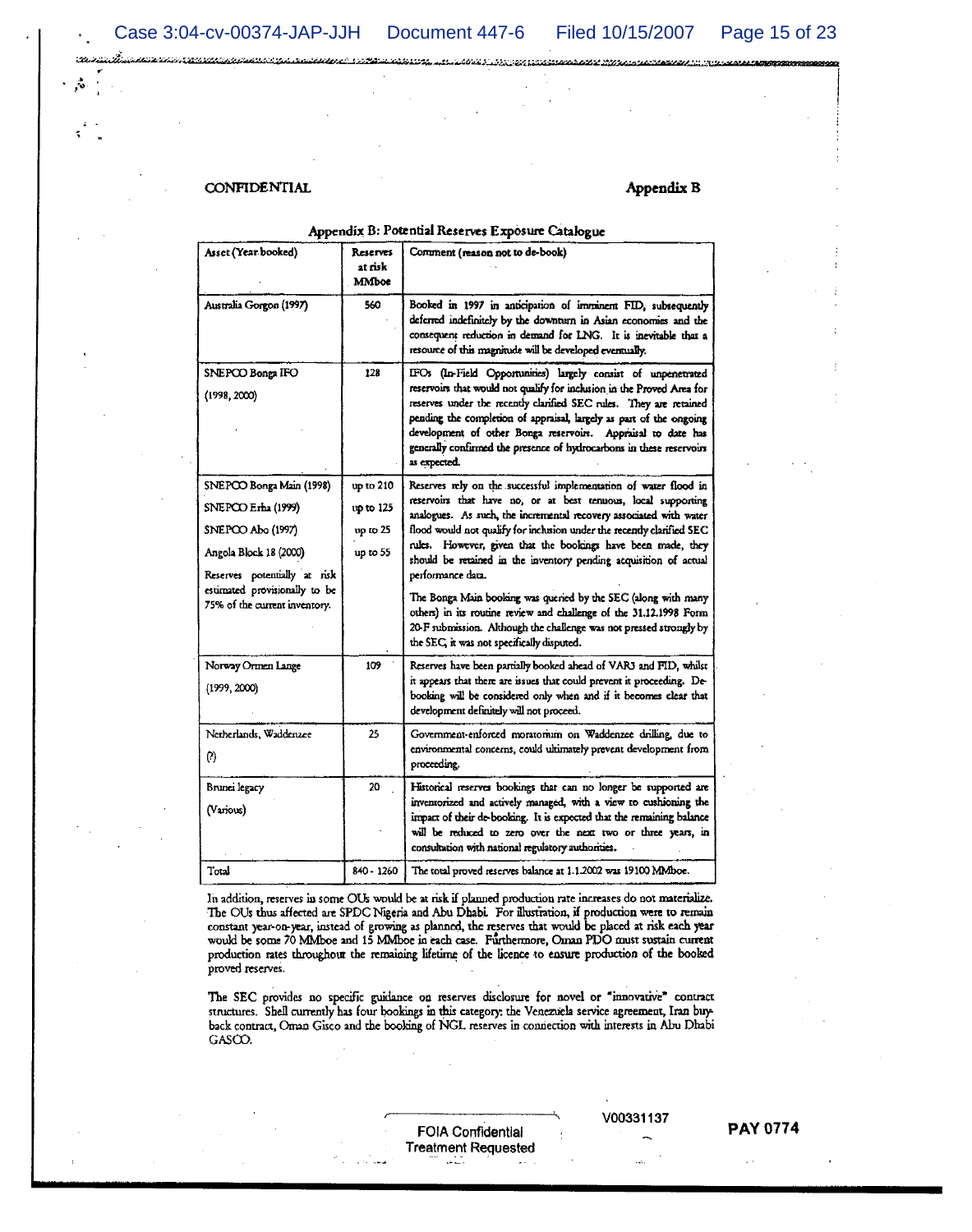CONFIDENTIAL

**Appendix B**

**Appendix B: Potential Reserves Exposure Catalogue**

| Asset (Year booked) | Reserves at risk MMboe | Comment (reason not to de-book) |
|---|---|---|
| Australia Gorgon (1997) | 560 | Booked in 1997 in anticipation of imminent FID, subsequently deferred indefinitely by the downturn in Asian economies and the consequent reduction in demand for LNG. It is inevitable that a resource of this magnitude will be developed eventually. |
| SNEPCO Bonga IFO (1998, 2000) | 128 | IFOs (In-Field Opportunities) largely consist of unpenetrated reservoirs that would not qualify for inclusion in the Proved Area for reserves under the recently clarified SEC rules. They are retained pending the completion of appraisal, largely as part of the ongoing development of other Bonga reservoirs. Appraisal to date has generally confirmed the presence of hydrocarbons in these reservoirs as expected. |
| SNEPCO Bonga Main (1998)<br>SNEPCO Erha (1999)<br>SNEPCO Abo (1997)<br>Angola Block 18 (2000)<br>Reserves potentially at risk estimated provisionally to be 75% of the current inventory. | up to 210<br>up to 125<br>up to 25<br>up to 55 | Reserves rely on the successful implementation of water flood in reservoirs that have no, or at best tenuous, local supporting analogues. As such, the incremental recovery associated with water flood would not qualify for inclusion under the recently clarified SEC rules. However, given that the bookings have been made, they should be retained in the inventory pending acquisition of actual performance data.<br><br>The Bonga Main booking was queried by the SEC (along with many others) in its routine review and challenge of the 31.12.1998 Form 20-F submission. Although the challenge was not pressed strongly by the SEC, it was not specifically disputed. |
| Norway Ormen Lange (1999, 2000) | 109 | Reserves have been partially booked ahead of VAR3 and FID, whilst it appears that there are issues that could prevent it proceeding. De-booking will be considered only when and if it becomes clear that development definitely will not proceed. |
| Netherlands, Waddenzee (?) | 25 | Government-enforced moratorium on Waddenzee drilling, due to environmental concerns, could ultimately prevent development from proceeding. |
| Brunei legacy (Various) | 20 | Historical reserves bookings that can no longer be supported are inventorized and actively managed, with a view to cushioning the impact of their de-booking. It is expected that the remaining balance will be reduced to zero over the next two or three years, in consultation with national regulatory authorities. |
| Total | 840 - 1260 | The total proved reserves balance at 1.1.2002 was 19100 MMboe. |

In addition, reserves in some OUs would be at risk if planned production rate increases do not materialize. The OUs thus affected are SPDC Nigeria and Abu Dhabi. For illustration, if production were to remain constant year-on-year, instead of growing as planned, the reserves that would be placed at risk each year would be some 70 MMboe and 15 MMboe in each case. Furthermore, Oman PDO must sustain current production rates throughout the remaining lifetime of the licence to ensure production of the booked proved reserves.

The SEC provides no specific guidance on reserves disclosure for novel or "innovative" contract structures. Shell currently has four bookings in this category: the Venezuela service agreement, Iran buy-back contract, Oman Gisco and the booking of NGL reserves in connection with interests in Abu Dhabi GASCO.

FOIA Confidential Treatment Requested

V00331137

PAY 0774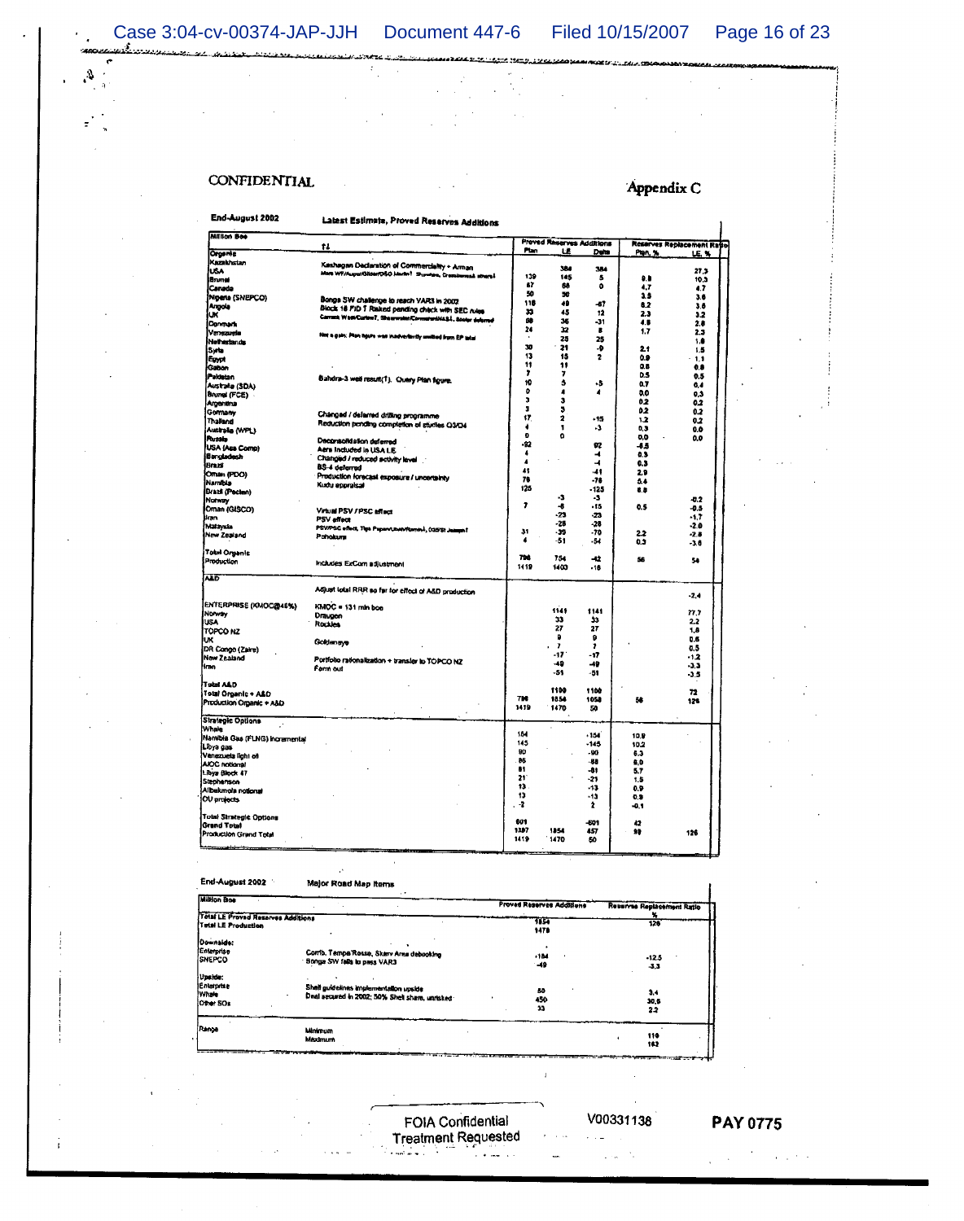CONFIDENTIAL

Appendix C

End-August 2002 — Latest Estimate, Proved Reserves Additions

| Million Boe | | Proved Reserves Additions | | | Reserves Replacement Ratio | |
|---|---|---|---|---|---|---|
| | ↑↓ | Plan | LE | Delta | Plan, % | LE, % |
| **Organic** | | | | | | |
| Kazakhstan | Kashagan Declaration of Commerciality + Arman | | 384 | 384 | | 27.3 |
| USA | More WF/Auger/Glider/OSO Marlin? Shipwreck, Crosstown ... share? | 139 | 145 | 5 | 9.8 | 10.3 |
| Brunei | | 67 | 66 | 0 | 4.7 | 4.7 |
| Canada | | 50 | 50 | | 3.5 | 3.6 |
| Nigeria (SNEPCO) | Bonga SW challenge to reach VAR3 in 2002 | 116 | 49 | -67 | 8.2 | 3.5 |
| Angola | Block 18 P/D ? Raised pending check with SEC rules | 33 | 45 | 12 | 2.3 | 3.2 |
| UK | Carrack West/Curlew?, Shearwater/Cormorant/AAS?, Scoter deferred | 68 | 36 | -31 | 4.8 | 2.6 |
| Denmark | | 24 | 32 | 8 | 1.7 | 2.3 |
| Venezuela | Not a gain. Plan figure was inadvertently omitted from EP total | | 25 | 25 | | 1.8 |
| Netherlands | | 30 | 21 | -9 | 2.1 | 1.5 |
| Syria | | 13 | 15 | 2 | 0.9 | 1.1 |
| Egypt | | 11 | 11 | | 0.8 | 0.8 |
| Gabon | | 7 | 7 | | 0.5 | 0.5 |
| Pakistan | Bahdra-3 well result(?). Query Plan figure. | 10 | 5 | -5 | 0.7 | 0.4 |
| Australia (SDA) | | 0 | 4 | 4 | 0.0 | 0.3 |
| Brunei (FCE) | | 3 | 3 | | 0.2 | 0.2 |
| Argentina | | 3 | 3 | | 0.2 | 0.2 |
| Germany | Changed / deferred drilling programme | 17 | 2 | -15 | 1.2 | 0.2 |
| Thailand | Reduction pending completion of studies Q3/Q4 | 4 | 1 | -3 | 0.3 | 0.0 |
| Australia (WPL) | | 0 | 0 | | 0.0 | 0.0 |
| Russia | Deconsolidation deferred | | | | | |
| USA (Aera Comp) | Aera included in USA LE | -92 | | 92 | -6.5 | |
| Bangladesh | Changed / reduced activity level | 4 | | -4 | 0.3 | |
| Brazil | BS-4 deferred | 4 | | -4 | 0.3 | |
| Oman (PDO) | Production forecast exposure / uncertainty | 41 | | -41 | 2.9 | |
| Namibia | Kudu appraisal | 76 | | -76 | 5.4 | |
| Brazil (Pecten) | | 125 | | -125 | 8.8 | |
| Norway | | | -3 | -3 | | -0.2 |
| Oman (GISCO) | Virtual PSV / PSC effect | 7 | -8 | -15 | 0.5 | -0.5 |
| Iran | PSV effect | | -23 | -23 | | -1.7 |
| Malaysia | PSV/PSC effect, Tiga Papan/Jintan/Serai?, D35/St Joseph? | | -28 | -28 | | -2.0 |
| New Zealand | Pohokura | 31 | -39 | -70 | 2.2 | -2.8 |
| | | 4 | -51 | -54 | 0.3 | -3.6 |
| **Total Organic** | | 796 | 754 | -42 | 56 | 54 |
| Production | Includes ExCom adjustment | 1419 | 1403 | -16 | | |
| **A&D** | | | | | | |
| | Adjust total RRR so far for effect of A&D production | | | | | -2.4 |
| ENTERPRISE (KMOC@40%) | KMOC = 131 mln boe | | 1141 | 1141 | | 77.7 |
| Norway | Draugen | | 33 | 33 | | 2.2 |
| USA | Rockies | | 27 | 27 | | 1.8 |
| TOPCO NZ | | | 9 | 9 | | 0.6 |
| UK | Goldeneye | | 7 | 7 | | 0.5 |
| DR Congo (Zaire) | | | -17 | -17 | | -1.2 |
| New Zealand | Portfolio rationalization + transfer to TOPCO NZ | | -49 | -49 | | -3.3 |
| Iran | Farm out | | -51 | -51 | | -3.5 |
| **Total A&D** | | | 1100 | 1100 | | 72 |
| Total Organic + A&D | | 796 | 1854 | 1058 | 56 | 126 |
| Production Organic + A&D | | 1419 | 1470 | 50 | | |
| **Strategic Options** | | | | | | |
| Whale | | 154 | | -154 | 10.9 | |
| Namibia Gas (FLNG) Incremental | | 145 | | -145 | 10.2 | |
| Libya gas | | 90 | | -90 | 6.3 | |
| Venezuela light oil | | 86 | | -86 | 6.0 | |
| AIOC notional | | 81 | | -81 | 5.7 | |
| Libya Block 47 | | 21 | | -21 | 1.5 | |
| Stephenson | | 13 | | -13 | 0.9 | |
| Albakmola notional | | 13 | | -13 | 0.9 | |
| OU projects | | -2 | | 2 | -0.1 | |
| **Total Strategic Options** | | 601 | | -601 | 42 | |
| Grand Total | | 1397 | 1854 | 457 | 98 | 126 |
| Production Grand Total | | 1419 | 1470 | 50 | | |

End-August 2002 — Major Road Map Items

| Million Boe | | Proved Reserves Additions | Reserves Replacement Ratio % |
|---|---|---|---|
| Total LE Proved Reserves Additions | | 1854 | 126 |
| Total LE Production | | 1470 | |
| **Downside:** | | | |
| Enterprise | Corrib, Tempa Rossa, Skarv Area debooking | -184 | -12.5 |
| SNEPCO | Bonga SW fails to pass VAR3 | -49 | -3.3 |
| **Upside:** | | | |
| Enterprise | Shell guidelines implementation upside | 50 | 3.4 |
| Whale | Deal secured in 2002; 50% Shell share, unrisked | 450 | 30.6 |
| Other SOs | | 33 | 2.2 |
| Range | Minimum | | 110 |
| | Maximum | | 162 |

FOIA Confidential Treatment Requested

V00331138

PAY 0775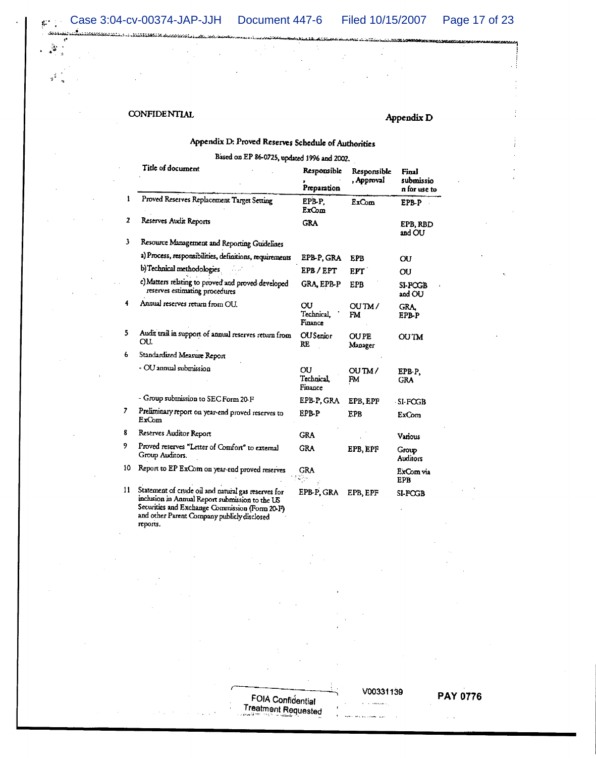CONFIDENTIAL

Appendix D

## Appendix D: Proved Reserves Schedule of Authorities

Based on EP 86-0725, updated 1996 and 2002.

| | Title of document | Responsible, Preparation | Responsible, Approval | Final submission for use to |
|---|---|---|---|---|
| 1 | Proved Reserves Replacement Target Setting | EPB-P, ExCom | ExCom | EPB-P |
| 2 | Reserves Audit Reports | GRA | | EPB, RBD and OU |
| 3 | Resource Management and Reporting Guidelines | | | |
| | a) Process, responsibilities, definitions, requirements | EPB-P, GRA | EPB | OU |
| | b) Technical methodologies | EPB / EPT | EPT | OU |
| | c) Matters relating to proved and proved developed reserves estimating procedures | GRA, EPB-P | EPB | SI-FCGB and OU |
| 4 | Annual reserves return from OU. | OU Technical, Finance | OU TM / FM | GRA, EPB-P |
| 5 | Audit trail in support of annual reserves return from OU. | OU Senior RE | OU PE Manager | OU TM |
| 6 | Standardized Measure Report | | | |
| | - OU annual submission | OU Technical, Finance | OU TM / FM | EPB-P, GRA |
| | - Group submission to SEC Form 20-F | EPB-P, GRA | EPB, EPF | SI-FCGB |
| 7 | Preliminary report on year-end proved reserves to ExCom | EPB-P | EPB | ExCom |
| 8 | Reserves Auditor Report | GRA | | Various |
| 9 | Proved reserves "Letter of Comfort" to external Group Auditors. | GRA | EPB, EPF | Group Auditors |
| 10 | Report to EP ExCom on year-end proved reserves | GRA | | ExCom via EPB |
| 11 | Statement of crude oil and natural gas reserves for inclusion in Annual Report submission to the US Securities and Exchange Commission (Form 20-F) and other Parent Company publicly disclosed reports. | EPB-P, GRA | EPB, EPF | SI-FCGB |

FOIA Confidential Treatment Requested

V00331139

PAY 0776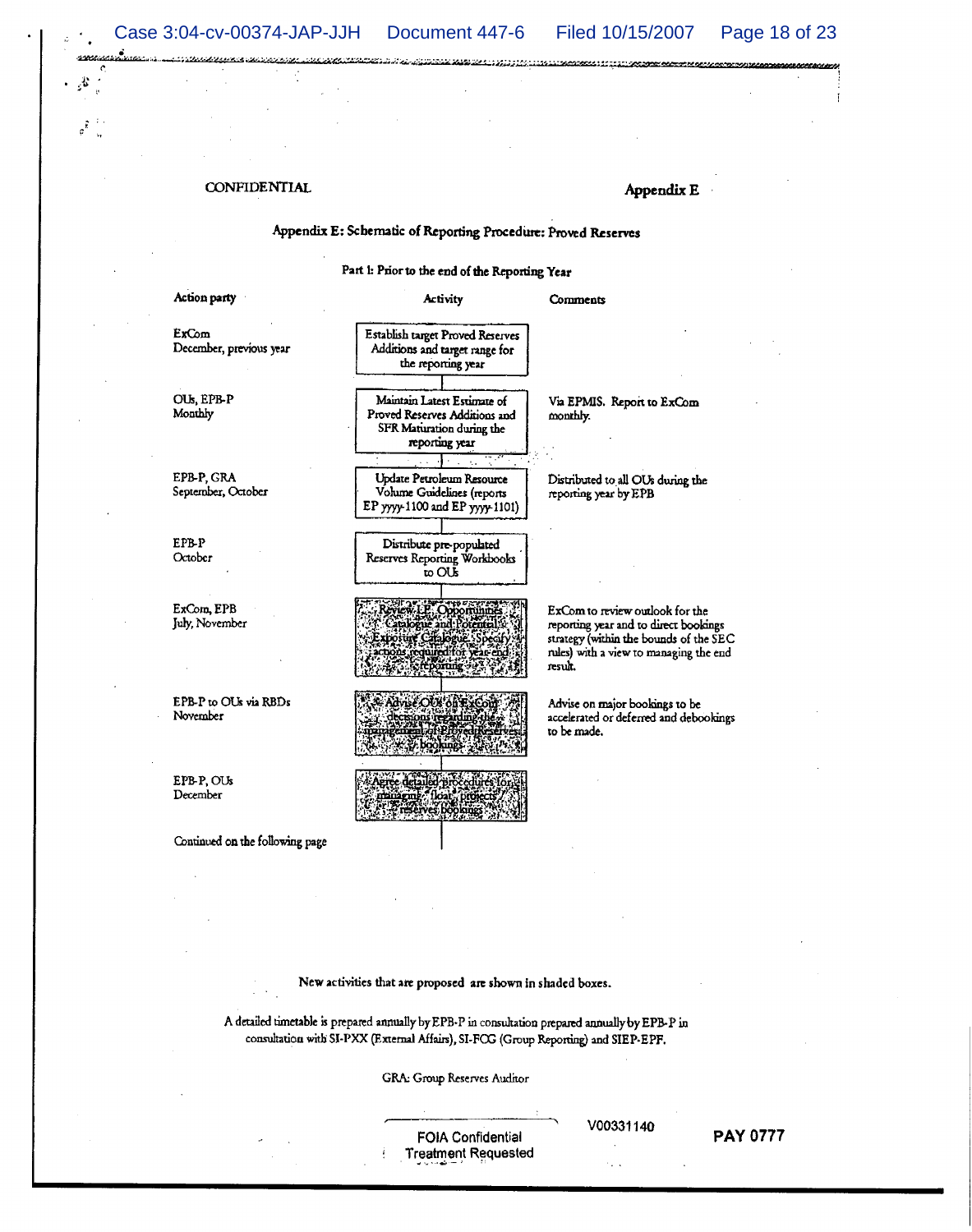CONFIDENTIAL

**Appendix E**

## Appendix E: Schematic of Reporting Procedure: Proved Reserves

### Part 1: Prior to the end of the Reporting Year

| Action party | Activity | Comments |
|---|---|---|
| ExCom<br>December, previous year | Establish target Proved Reserves Additions and target range for the reporting year | |
| OUs, EPB-P<br>Monthly | Maintain Latest Estimate of Proved Reserves Additions and SFR Maturation during the reporting year | Via EPMIS. Report to ExCom monthly. |
| EPB-P, GRA<br>September, October | Update Petroleum Resource Volume Guidelines (reports EP yyyy-1100 and EP yyyy-1101) | Distributed to all OUs during the reporting year by EPB |
| EPB-P<br>October | Distribute pre-populated Reserves Reporting Workbooks to OUs | |
| ExCom, EPB<br>July, November | Review LE, Opportunities Catalogue and Potential Exposure Catalogue. Specify actions required for year-end reporting | ExCom to review outlook for the reporting year and to direct bookings strategy (within the bounds of the SEC rules) with a view to managing the end result. |
| EPB-P to OUs via RBDs<br>November | Advise OUs of ExCom decisions regarding the management of Proved Reserves bookings | Advise on major bookings to be accelerated or deferred and debookings to be made. |
| EPB-P, OUs<br>December | Agree detailed procedures for managing 'float' projects / reserves bookings | |

Continued on the following page

New activities that are proposed are shown in shaded boxes.

A detailed timetable is prepared annually by EPB-P in consultation prepared annually by EPB-P in consultation with SI-PXX (External Affairs), SI-FCG (Group Reporting) and SIEP-EPF.

GRA: Group Reserves Auditor

FOIA Confidential Treatment Requested

V00331140

PAY 0777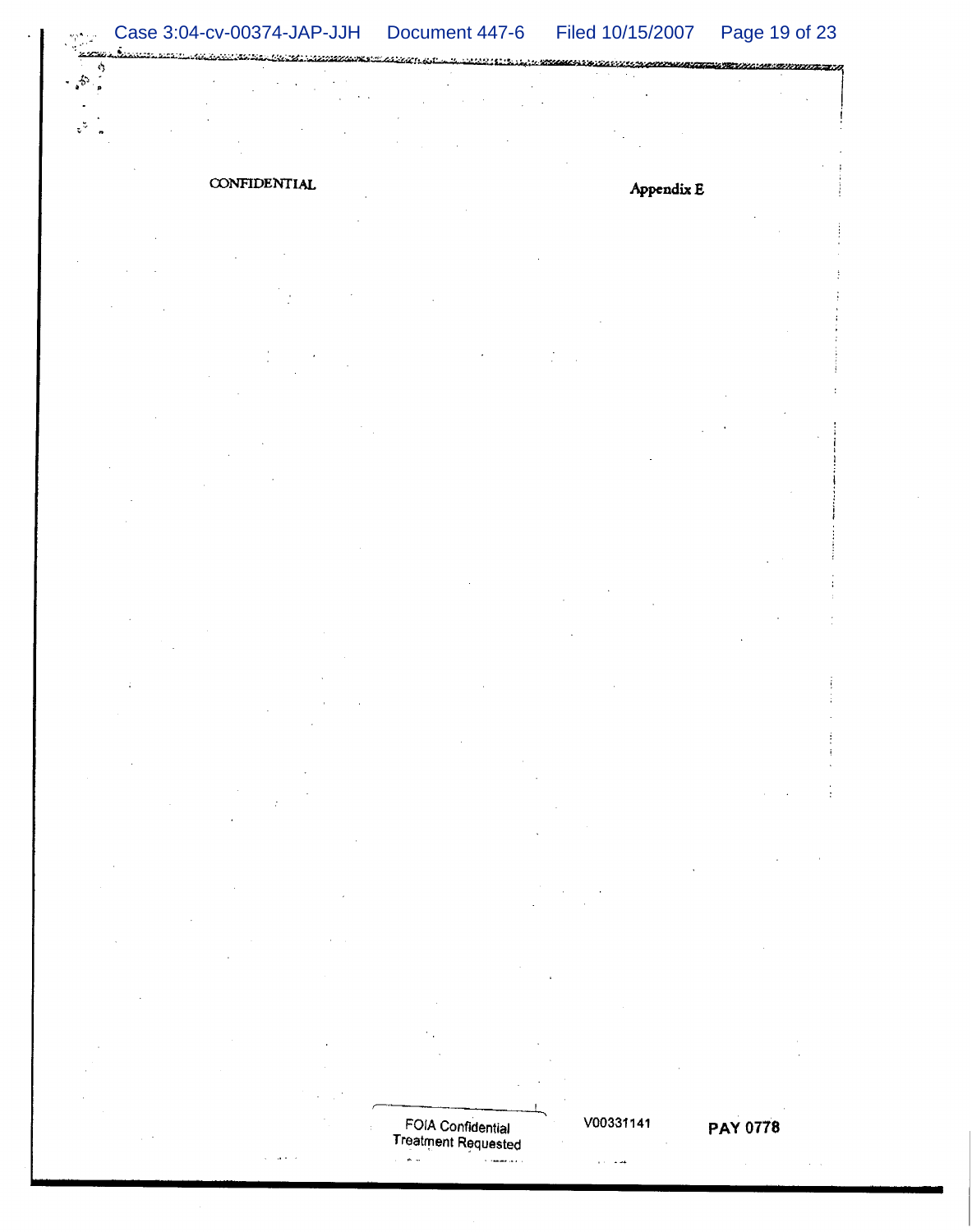CONFIDENTIAL

Appendix E

FOIA Confidential Treatment Requested

V00331141

PAY 0778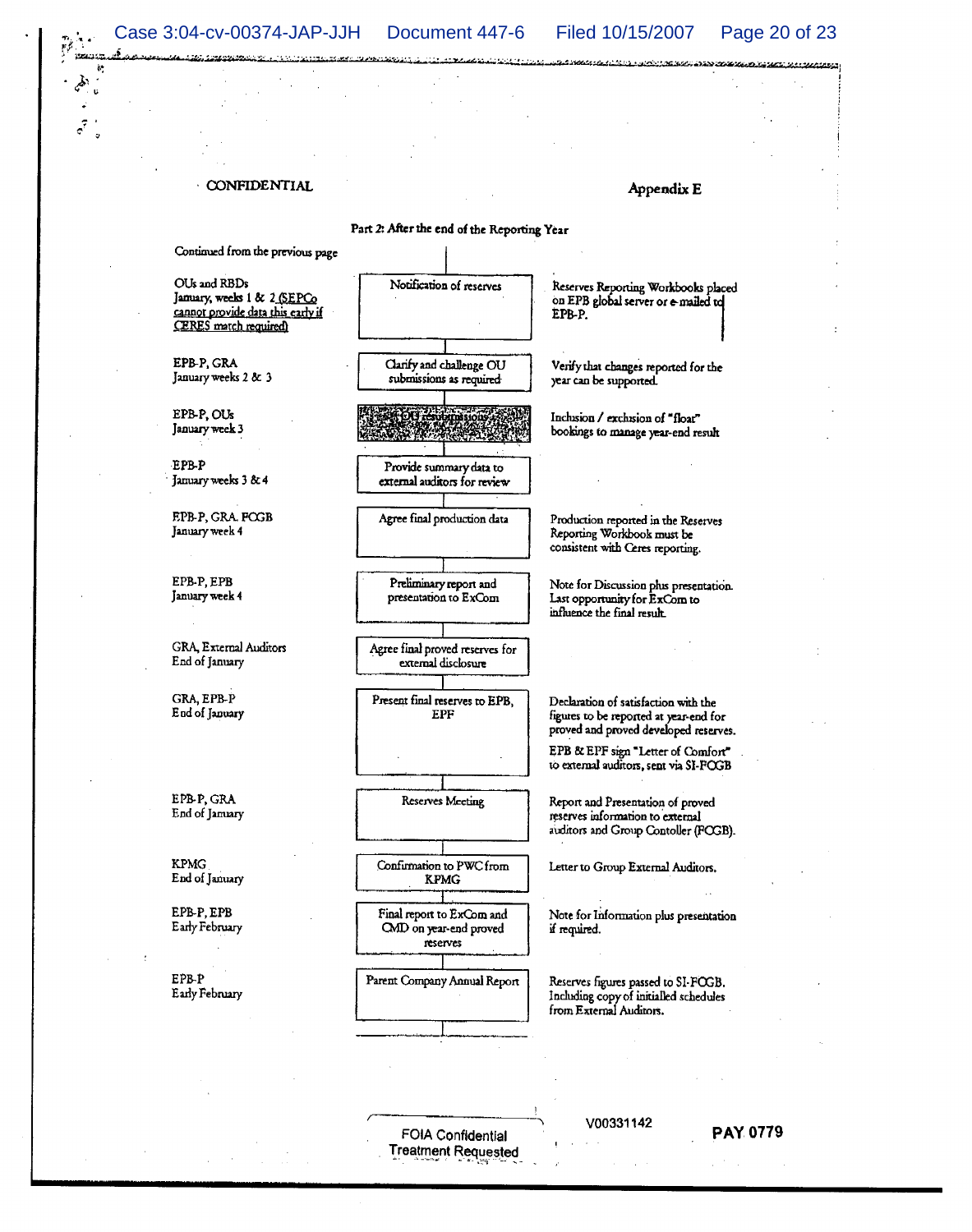CONFIDENTIAL

Appendix E

## Part 2: After the end of the Reporting Year

Continued from the previous page

| Who / When | Step | Notes |
|---|---|---|
| OUs and RBDs<br>January, weeks 1 & 2 (SEPCo cannot provide data this early if CERES match required) | Notification of reserves | Reserves Reporting Workbooks placed on EPB global server or e-mailed to EPB-P. |
| EPB-P, GRA<br>January weeks 2 & 3 | Clarify and challenge OU submissions as required | Verify that changes reported for the year can be supported. |
| EPB-P, OUs<br>January week 3 | OU resubmissions | Inclusion / exclusion of "float" bookings to manage year-end result |
| EPB-P<br>January weeks 3 & 4 | Provide summary data to external auditors for review | |
| EPB-P, GRA. FCGB<br>January week 4 | Agree final production data | Production reported in the Reserves Reporting Workbook must be consistent with Ceres reporting. |
| EPB-P, EPB<br>January week 4 | Preliminary report and presentation to ExCom | Note for Discussion plus presentation. Last opportunity for ExCom to influence the final result. |
| GRA, External Auditors<br>End of January | Agree final proved reserves for external disclosure | |
| GRA, EPB-P<br>End of January | Present final reserves to EPB, EPF | Declaration of satisfaction with the figures to be reported at year-end for proved and proved developed reserves.<br>EPB & EPF sign "Letter of Comfort" to external auditors, sent via SI-FCGB |
| EPB-P, GRA<br>End of January | Reserves Meeting | Report and Presentation of proved reserves information to external auditors and Group Contoller (FCGB). |
| KPMG<br>End of January | Confirmation to PWC from KPMG | Letter to Group External Auditors. |
| EPB-P, EPB<br>Early February | Final report to ExCom and CMD on year-end proved reserves | Note for Information plus presentation if required. |
| EPB-P<br>Early February | Parent Company Annual Report | Reserves figures passed to SI-FCGB. Including copy of initialled schedules from External Auditors. |

FOIA Confidential Treatment Requested

V00331142

PAY 0779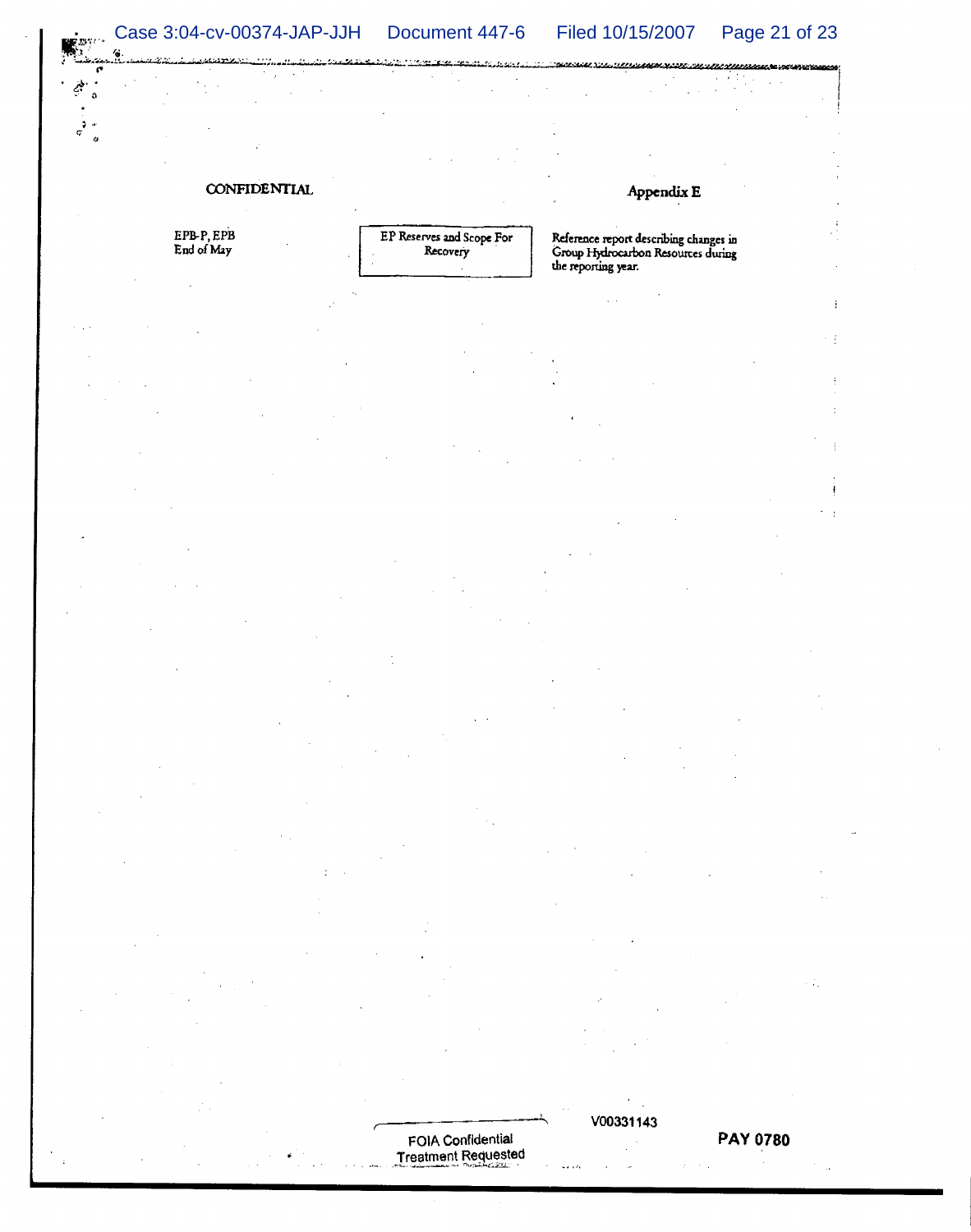CONFIDENTIAL

## Appendix E

| EPB-P, EPB<br>End of May | EP Reserves and Scope For Recovery | Reference report describing changes in Group Hydrocarbon Resources during the reporting year. |
|---|---|---|

V00331143

FOIA Confidential Treatment Requested

PAY 0780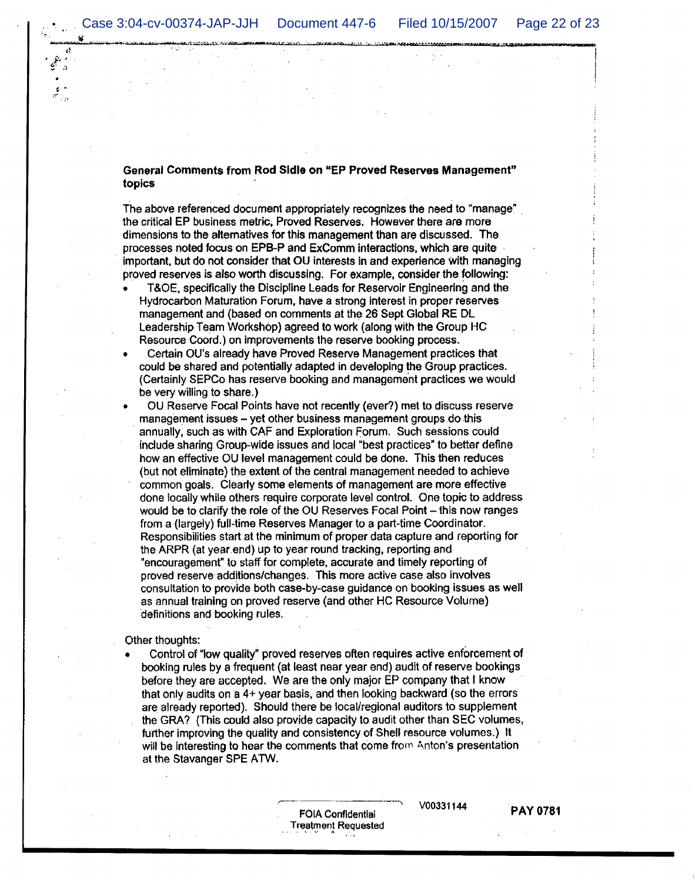**General Comments from Rod Sidle on "EP Proved Reserves Management" topics**

The above referenced document appropriately recognizes the need to "manage" the critical EP business metric, Proved Reserves. However there are more dimensions to the alternatives for this management than are discussed. The processes noted focus on EPB-P and ExComm interactions, which are quite important, but do not consider that OU interests in and experience with managing proved reserves is also worth discussing. For example, consider the following:

- T&OE, specifically the Discipline Leads for Reservoir Engineering and the Hydrocarbon Maturation Forum, have a strong interest in proper reserves management and (based on comments at the 26 Sept Global RE DL Leadership Team Workshop) agreed to work (along with the Group HC Resource Coord.) on improvements the reserve booking process.
- Certain OU's already have Proved Reserve Management practices that could be shared and potentially adapted in developing the Group practices. (Certainly SEPCo has reserve booking and management practices we would be very willing to share.)
- OU Reserve Focal Points have not recently (ever?) met to discuss reserve management issues – yet other business management groups do this annually, such as with CAF and Exploration Forum. Such sessions could include sharing Group-wide issues and local "best practices" to better define how an effective OU level management could be done. This then reduces (but not eliminate) the extent of the central management needed to achieve common goals. Clearly some elements of management are more effective done locally while others require corporate level control. One topic to address would be to clarify the role of the OU Reserves Focal Point – this now ranges from a (largely) full-time Reserves Manager to a part-time Coordinator. Responsibilities start at the minimum of proper data capture and reporting for the ARPR (at year end) up to year round tracking, reporting and "encouragement" to staff for complete, accurate and timely reporting of proved reserve additions/changes. This more active case also involves consultation to provide both case-by-case guidance on booking issues as well as annual training on proved reserve (and other HC Resource Volume) definitions and booking rules.

Other thoughts:

- Control of "low quality" proved reserves often requires active enforcement of booking rules by a frequent (at least near year end) audit of reserve bookings before they are accepted. We are the only major EP company that I know that only audits on a 4+ year basis, and then looking backward (so the errors are already reported). Should there be local/regional auditors to supplement the GRA? (This could also provide capacity to audit other than SEC volumes, further improving the quality and consistency of Shell resource volumes.) It will be interesting to hear the comments that come from Anton's presentation at the Stavanger SPE ATW.

FOIA Confidential Treatment Requested

V00331144

PAY 0781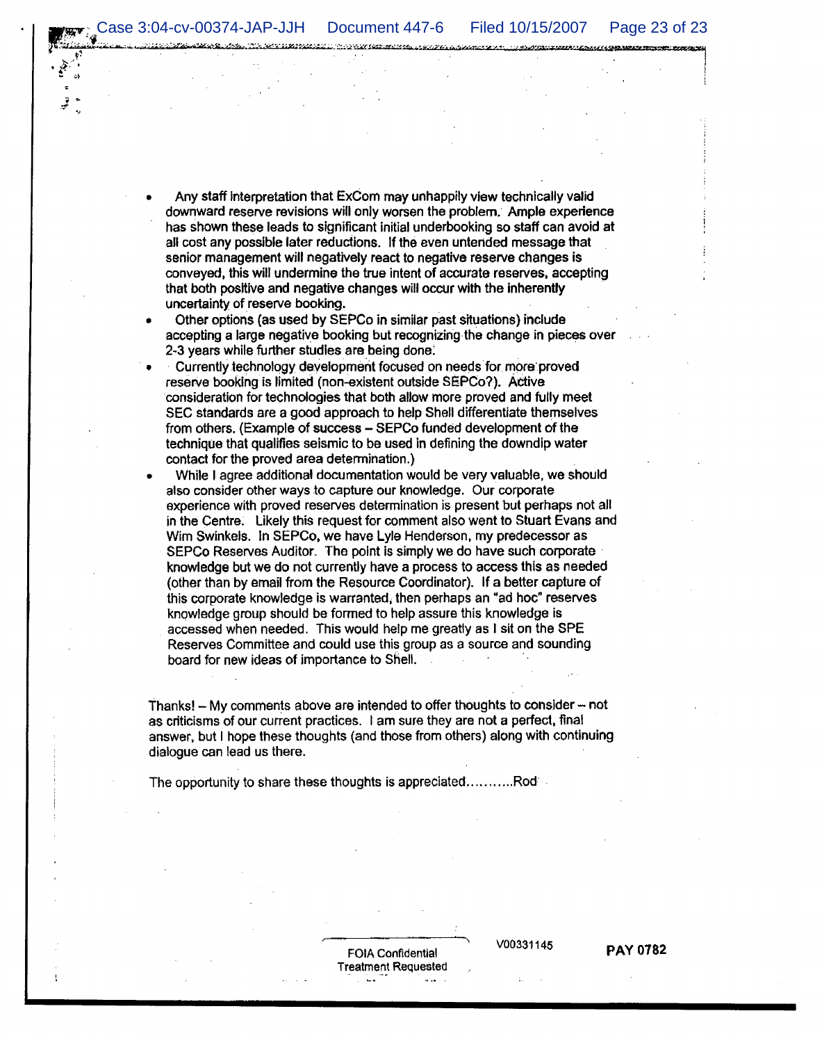- Any staff interpretation that ExCom may unhappily view technically valid downward reserve revisions will only worsen the problem. Ample experience has shown these leads to significant initial underbooking so staff can avoid at all cost any possible later reductions. If the even untended message that senior management will negatively react to negative reserve changes is conveyed, this will undermine the true intent of accurate reserves, accepting that both positive and negative changes will occur with the inherently uncertainty of reserve booking.
- Other options (as used by SEPCo in similar past situations) include accepting a large negative booking but recognizing the change in pieces over 2-3 years while further studies are being done.
- Currently technology development focused on needs for more proved reserve booking is limited (non-existent outside SEPCo?). Active consideration for technologies that both allow more proved and fully meet SEC standards are a good approach to help Shell differentiate themselves from others. (Example of success – SEPCo funded development of the technique that qualifies seismic to be used in defining the downdip water contact for the proved area determination.)
- While I agree additional documentation would be very valuable, we should also consider other ways to capture our knowledge. Our corporate experience with proved reserves determination is present but perhaps not all in the Centre. Likely this request for comment also went to Stuart Evans and Wim Swinkels. In SEPCo, we have Lyle Henderson, my predecessor as SEPCo Reserves Auditor. The point is simply we do have such corporate knowledge but we do not currently have a process to access this as needed (other than by email from the Resource Coordinator). If a better capture of this corporate knowledge is warranted, then perhaps an "ad hoc" reserves knowledge group should be formed to help assure this knowledge is accessed when needed. This would help me greatly as I sit on the SPE Reserves Committee and could use this group as a source and sounding board for new ideas of importance to Shell.

Thanks! – My comments above are intended to offer thoughts to consider – not as criticisms of our current practices. I am sure they are not a perfect, final answer, but I hope these thoughts (and those from others) along with continuing dialogue can lead us there.

The opportunity to share these thoughts is appreciated..........Rod

FOIA Confidential Treatment Requested

V00331145

PAY 0782